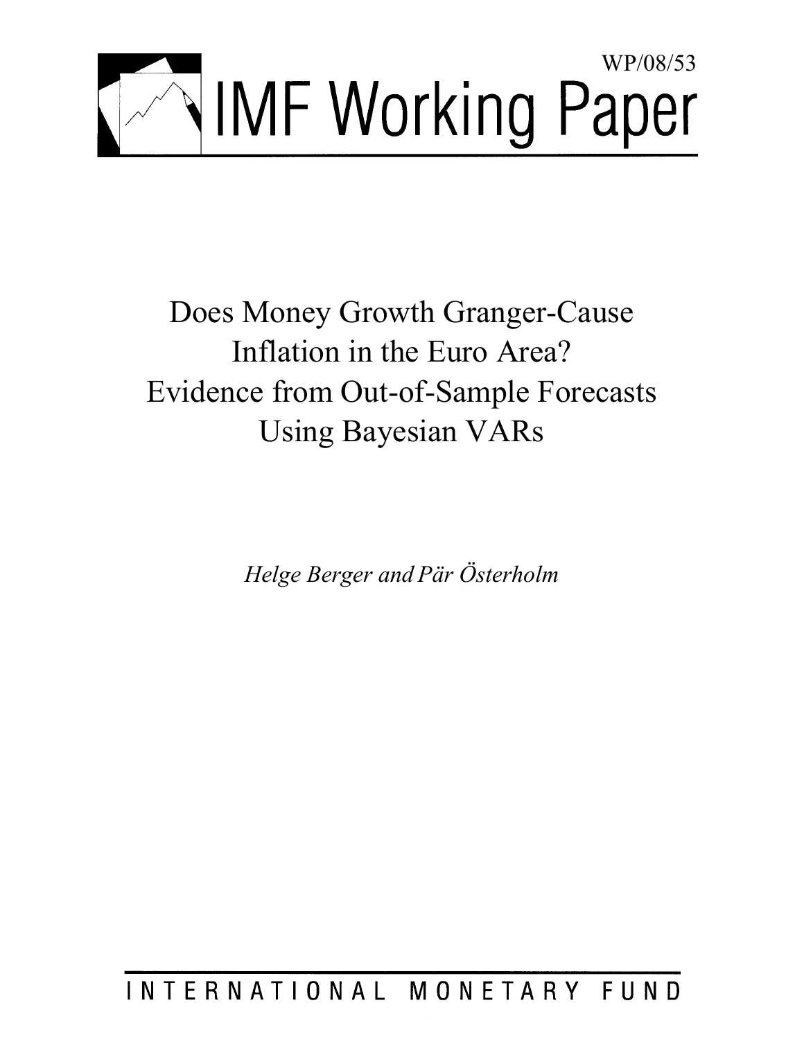WP/08/53

# IMF Working Paper

# Does Money Growth Granger-Cause Inflation in the Euro Area? Evidence from Out-of-Sample Forecasts Using Bayesian VARs

*Helge Berger and Pär Österholm*

INTERNATIONAL MONETARY FUND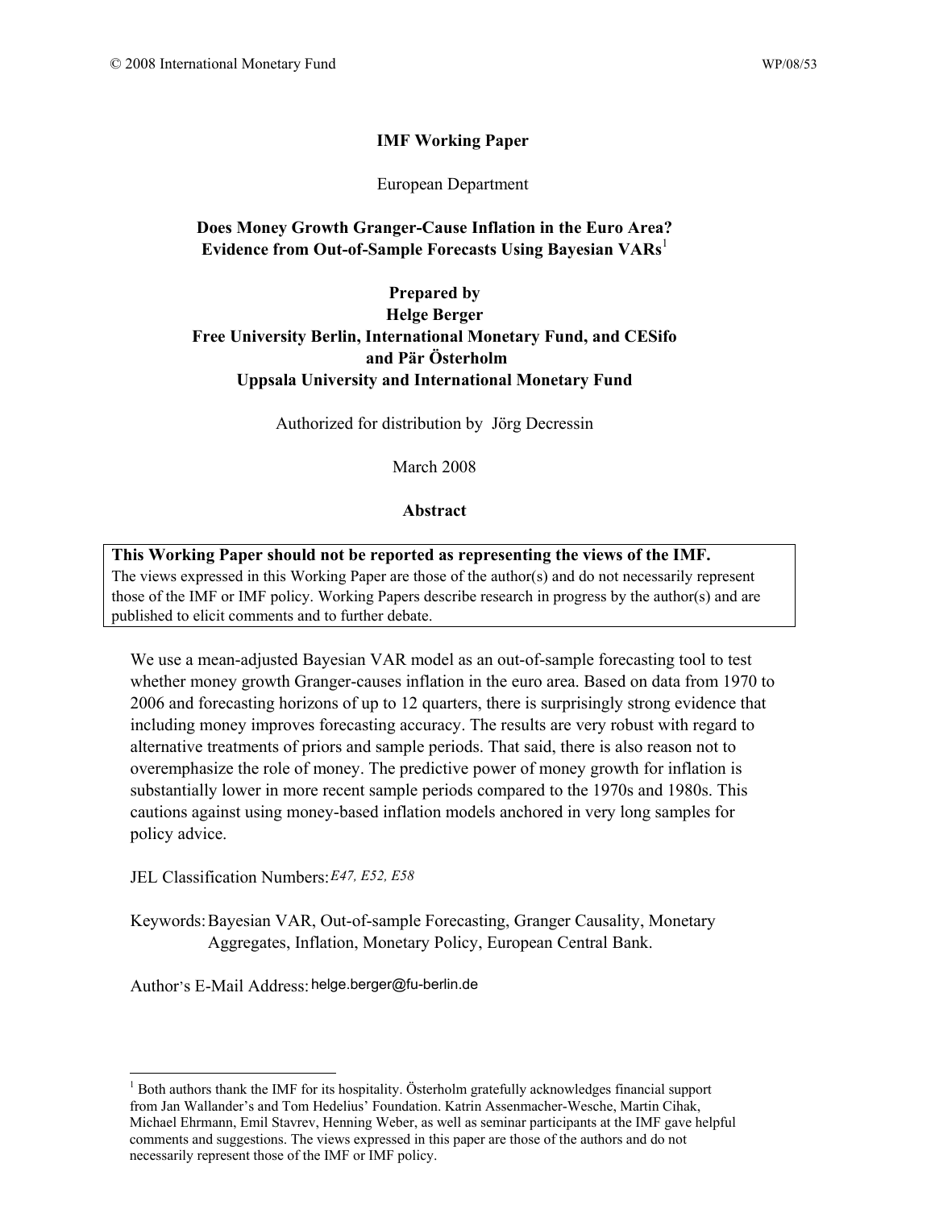**IMF Working Paper**

European Department

**Does Money Growth Granger-Cause Inflation in the Euro Area? Evidence from Out-of-Sample Forecasts Using Bayesian VARs**[1]

**Prepared by**
**Helge Berger**
**Free University Berlin, International Monetary Fund, and CESifo**
**and Pär Österholm**
**Uppsala University and International Monetary Fund**

Authorized for distribution by Jörg Decressin

March 2008

**Abstract**

> **This Working Paper should not be reported as representing the views of the IMF.**
> The views expressed in this Working Paper are those of the author(s) and do not necessarily represent those of the IMF or IMF policy. Working Papers describe research in progress by the author(s) and are published to elicit comments and to further debate.

We use a mean-adjusted Bayesian VAR model as an out-of-sample forecasting tool to test whether money growth Granger-causes inflation in the euro area. Based on data from 1970 to 2006 and forecasting horizons of up to 12 quarters, there is surprisingly strong evidence that including money improves forecasting accuracy. The results are very robust with regard to alternative treatments of priors and sample periods. That said, there is also reason not to overemphasize the role of money. The predictive power of money growth for inflation is substantially lower in more recent sample periods compared to the 1970s and 1980s. This cautions against using money-based inflation models anchored in very long samples for policy advice.

JEL Classification Numbers: *E47, E52, E58*

Keywords: Bayesian VAR, Out-of-sample Forecasting, Granger Causality, Monetary Aggregates, Inflation, Monetary Policy, European Central Bank.

Author's E-Mail Address: helge.berger@fu-berlin.de

---

[1] Both authors thank the IMF for its hospitality. Österholm gratefully acknowledges financial support from Jan Wallander's and Tom Hedelius' Foundation. Katrin Assenmacher-Wesche, Martin Cihak, Michael Ehrmann, Emil Stavrev, Henning Weber, as well as seminar participants at the IMF gave helpful comments and suggestions. The views expressed in this paper are those of the authors and do not necessarily represent those of the IMF or IMF policy.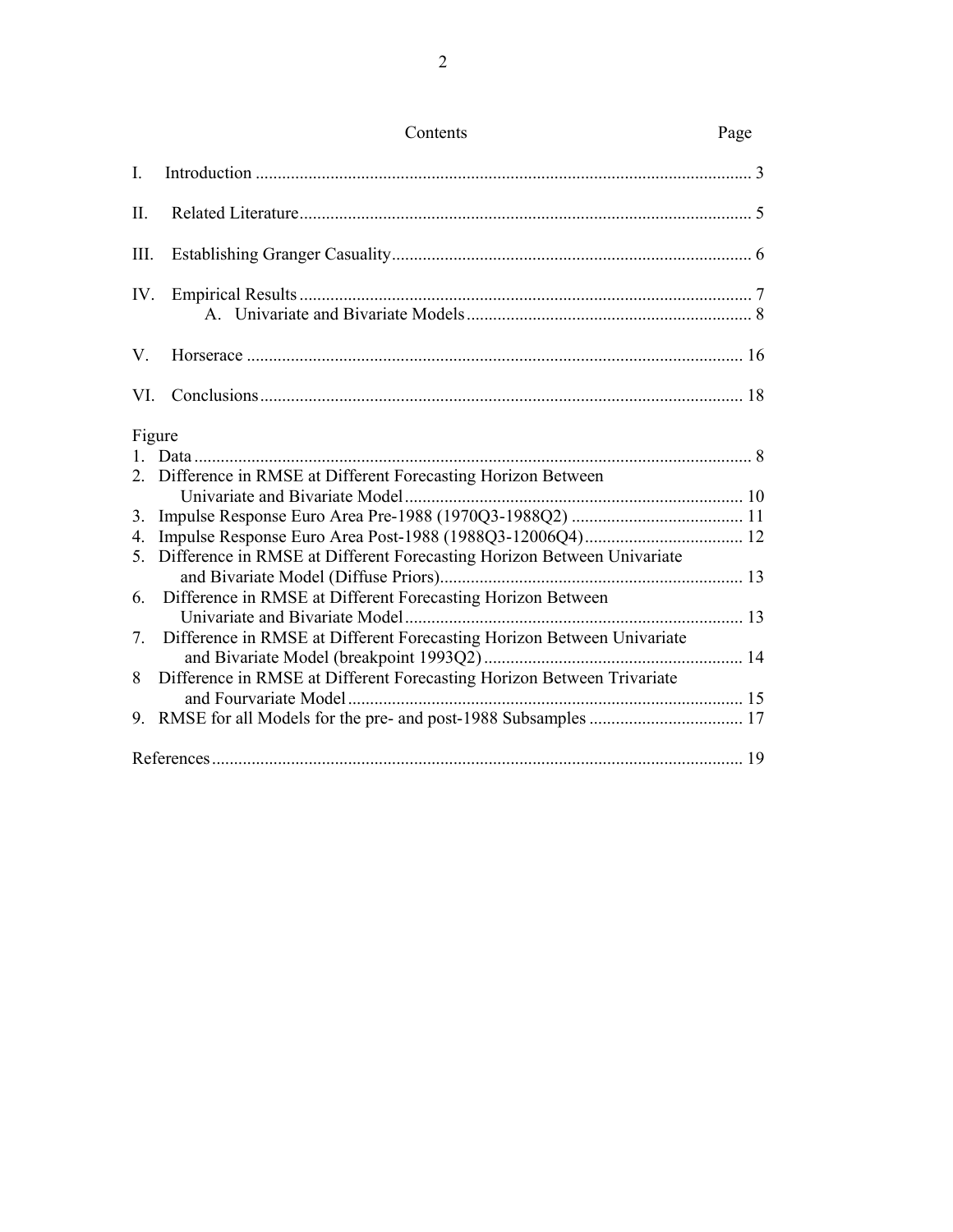Contents Page

I. Introduction ................................................................................................................ 3

II. Related Literature....................................................................................................... 5

III. Establishing Granger Casuality................................................................................. 6

IV. Empirical Results ...................................................................................................... 7
 A. Univariate and Bivariate Models................................................................ 8

V. Horserace ................................................................................................................ 16

VI. Conclusions............................................................................................................. 18

Figure

1. Data .............................................................................................................................. 8
2. Difference in RMSE at Different Forecasting Horizon Between Univariate and Bivariate Model............................................................................ 10
3. Impulse Response Euro Area Pre-1988 (1970Q3-1988Q2) ....................................... 11
4. Impulse Response Euro Area Post-1988 (1988Q3-12006Q4).................................... 12
5. Difference in RMSE at Different Forecasting Horizon Between Univariate and Bivariate Model (Diffuse Priors).................................................................... 13
6. Difference in RMSE at Different Forecasting Horizon Between Univariate and Bivariate Model............................................................................ 13
7. Difference in RMSE at Different Forecasting Horizon Between Univariate and Bivariate Model (breakpoint 1993Q2).......................................................... 14
8 Difference in RMSE at Different Forecasting Horizon Between Trivariate and Fourvariate Model......................................................................................... 15
9. RMSE for all Models for the pre- and post-1988 Subsamples .................................. 17

References........................................................................................................................ 19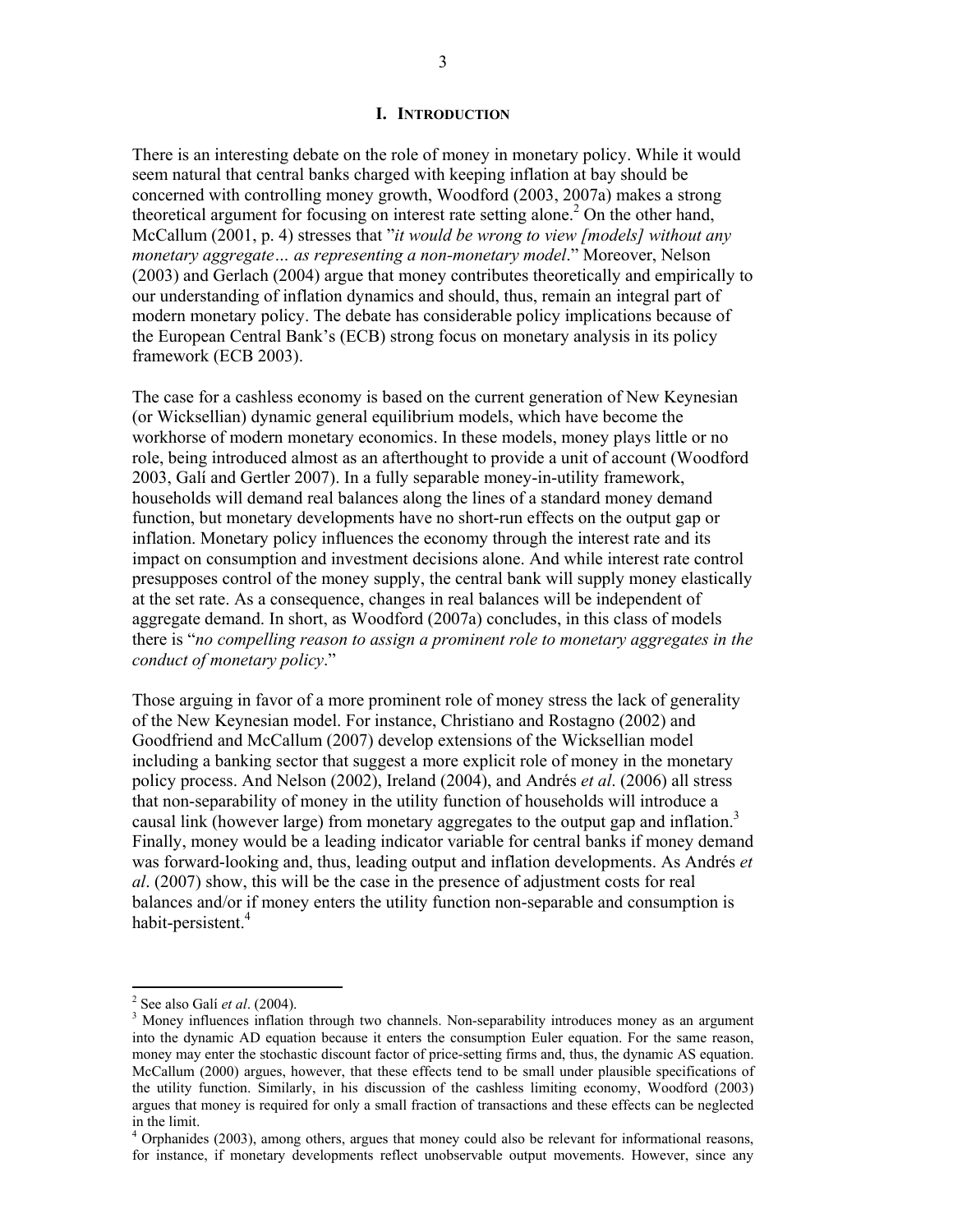# I. INTRODUCTION

There is an interesting debate on the role of money in monetary policy. While it would seem natural that central banks charged with keeping inflation at bay should be concerned with controlling money growth, Woodford (2003, 2007a) makes a strong theoretical argument for focusing on interest rate setting alone.[2] On the other hand, McCallum (2001, p. 4) stresses that "*it would be wrong to view [models] without any monetary aggregate… as representing a non-monetary model*." Moreover, Nelson (2003) and Gerlach (2004) argue that money contributes theoretically and empirically to our understanding of inflation dynamics and should, thus, remain an integral part of modern monetary policy. The debate has considerable policy implications because of the European Central Bank's (ECB) strong focus on monetary analysis in its policy framework (ECB 2003).

The case for a cashless economy is based on the current generation of New Keynesian (or Wicksellian) dynamic general equilibrium models, which have become the workhorse of modern monetary economics. In these models, money plays little or no role, being introduced almost as an afterthought to provide a unit of account (Woodford 2003, Galí and Gertler 2007). In a fully separable money-in-utility framework, households will demand real balances along the lines of a standard money demand function, but monetary developments have no short-run effects on the output gap or inflation. Monetary policy influences the economy through the interest rate and its impact on consumption and investment decisions alone. And while interest rate control presupposes control of the money supply, the central bank will supply money elastically at the set rate. As a consequence, changes in real balances will be independent of aggregate demand. In short, as Woodford (2007a) concludes, in this class of models there is "*no compelling reason to assign a prominent role to monetary aggregates in the conduct of monetary policy*."

Those arguing in favor of a more prominent role of money stress the lack of generality of the New Keynesian model. For instance, Christiano and Rostagno (2002) and Goodfriend and McCallum (2007) develop extensions of the Wicksellian model including a banking sector that suggest a more explicit role of money in the monetary policy process. And Nelson (2002), Ireland (2004), and Andrés *et al*. (2006) all stress that non-separability of money in the utility function of households will introduce a causal link (however large) from monetary aggregates to the output gap and inflation.[3] Finally, money would be a leading indicator variable for central banks if money demand was forward-looking and, thus, leading output and inflation developments. As Andrés *et al*. (2007) show, this will be the case in the presence of adjustment costs for real balances and/or if money enters the utility function non-separable and consumption is habit-persistent.[4]

---

[2] See also Galí *et al*. (2004).

[3] Money influences inflation through two channels. Non-separability introduces money as an argument into the dynamic AD equation because it enters the consumption Euler equation. For the same reason, money may enter the stochastic discount factor of price-setting firms and, thus, the dynamic AS equation. McCallum (2000) argues, however, that these effects tend to be small under plausible specifications of the utility function. Similarly, in his discussion of the cashless limiting economy, Woodford (2003) argues that money is required for only a small fraction of transactions and these effects can be neglected in the limit.

[4] Orphanides (2003), among others, argues that money could also be relevant for informational reasons, for instance, if monetary developments reflect unobservable output movements. However, since any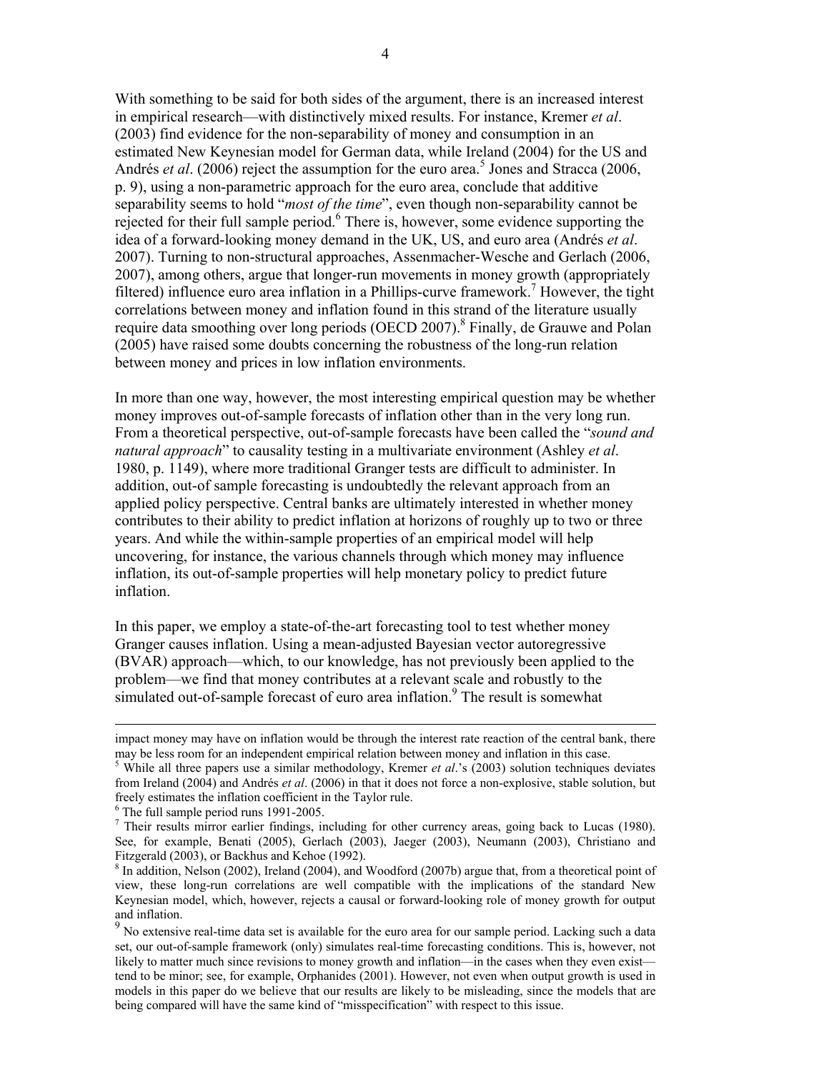With something to be said for both sides of the argument, there is an increased interest in empirical research—with distinctively mixed results. For instance, Kremer *et al*. (2003) find evidence for the non-separability of money and consumption in an estimated New Keynesian model for German data, while Ireland (2004) for the US and Andrés *et al*. (2006) reject the assumption for the euro area.[5] Jones and Stracca (2006, p. 9), using a non-parametric approach for the euro area, conclude that additive separability seems to hold "*most of the time*", even though non-separability cannot be rejected for their full sample period.[6] There is, however, some evidence supporting the idea of a forward-looking money demand in the UK, US, and euro area (Andrés *et al*. 2007). Turning to non-structural approaches, Assenmacher-Wesche and Gerlach (2006, 2007), among others, argue that longer-run movements in money growth (appropriately filtered) influence euro area inflation in a Phillips-curve framework.[7] However, the tight correlations between money and inflation found in this strand of the literature usually require data smoothing over long periods (OECD 2007).[8] Finally, de Grauwe and Polan (2005) have raised some doubts concerning the robustness of the long-run relation between money and prices in low inflation environments.

In more than one way, however, the most interesting empirical question may be whether money improves out-of-sample forecasts of inflation other than in the very long run. From a theoretical perspective, out-of-sample forecasts have been called the "*sound and natural approach*" to causality testing in a multivariate environment (Ashley *et al*. 1980, p. 1149), where more traditional Granger tests are difficult to administer. In addition, out-of sample forecasting is undoubtedly the relevant approach from an applied policy perspective. Central banks are ultimately interested in whether money contributes to their ability to predict inflation at horizons of roughly up to two or three years. And while the within-sample properties of an empirical model will help uncovering, for instance, the various channels through which money may influence inflation, its out-of-sample properties will help monetary policy to predict future inflation.

In this paper, we employ a state-of-the-art forecasting tool to test whether money Granger causes inflation. Using a mean-adjusted Bayesian vector autoregressive (BVAR) approach—which, to our knowledge, has not previously been applied to the problem—we find that money contributes at a relevant scale and robustly to the simulated out-of-sample forecast of euro area inflation.[9] The result is somewhat

---

impact money may have on inflation would be through the interest rate reaction of the central bank, there may be less room for an independent empirical relation between money and inflation in this case.

[5] While all three papers use a similar methodology, Kremer *et al*.'s (2003) solution techniques deviates from Ireland (2004) and Andrés *et al*. (2006) in that it does not force a non-explosive, stable solution, but freely estimates the inflation coefficient in the Taylor rule.

[6] The full sample period runs 1991-2005.

[7] Their results mirror earlier findings, including for other currency areas, going back to Lucas (1980). See, for example, Benati (2005), Gerlach (2003), Jaeger (2003), Neumann (2003), Christiano and Fitzgerald (2003), or Backhus and Kehoe (1992).

[8] In addition, Nelson (2002), Ireland (2004), and Woodford (2007b) argue that, from a theoretical point of view, these long-run correlations are well compatible with the implications of the standard New Keynesian model, which, however, rejects a causal or forward-looking role of money growth for output and inflation.

[9] No extensive real-time data set is available for the euro area for our sample period. Lacking such a data set, our out-of-sample framework (only) simulates real-time forecasting conditions. This is, however, not likely to matter much since revisions to money growth and inflation—in the cases when they even exist—tend to be minor; see, for example, Orphanides (2001). However, not even when output growth is used in models in this paper do we believe that our results are likely to be misleading, since the models that are being compared will have the same kind of "misspecification" with respect to this issue.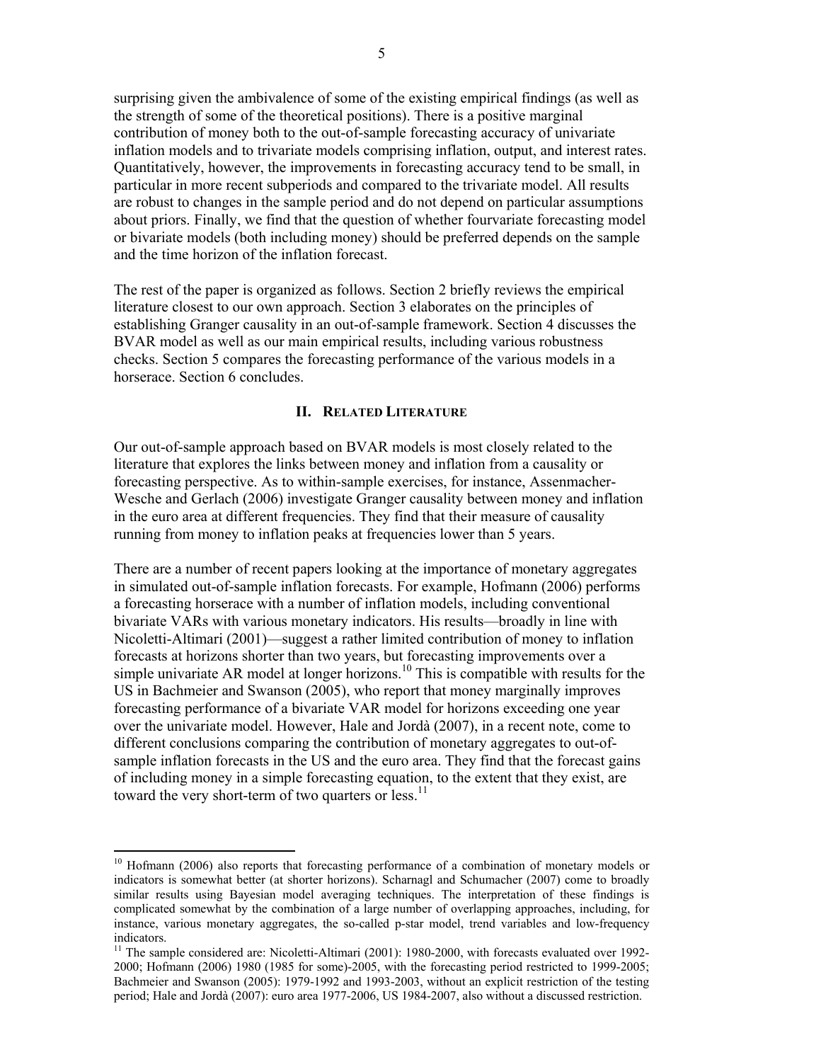surprising given the ambivalence of some of the existing empirical findings (as well as the strength of some of the theoretical positions). There is a positive marginal contribution of money both to the out-of-sample forecasting accuracy of univariate inflation models and to trivariate models comprising inflation, output, and interest rates. Quantitatively, however, the improvements in forecasting accuracy tend to be small, in particular in more recent subperiods and compared to the trivariate model. All results are robust to changes in the sample period and do not depend on particular assumptions about priors. Finally, we find that the question of whether fourvariate forecasting model or bivariate models (both including money) should be preferred depends on the sample and the time horizon of the inflation forecast.

The rest of the paper is organized as follows. Section 2 briefly reviews the empirical literature closest to our own approach. Section 3 elaborates on the principles of establishing Granger causality in an out-of-sample framework. Section 4 discusses the BVAR model as well as our main empirical results, including various robustness checks. Section 5 compares the forecasting performance of the various models in a horserace. Section 6 concludes.

## II. Related Literature

Our out-of-sample approach based on BVAR models is most closely related to the literature that explores the links between money and inflation from a causality or forecasting perspective. As to within-sample exercises, for instance, Assenmacher-Wesche and Gerlach (2006) investigate Granger causality between money and inflation in the euro area at different frequencies. They find that their measure of causality running from money to inflation peaks at frequencies lower than 5 years.

There are a number of recent papers looking at the importance of monetary aggregates in simulated out-of-sample inflation forecasts. For example, Hofmann (2006) performs a forecasting horserace with a number of inflation models, including conventional bivariate VARs with various monetary indicators. His results—broadly in line with Nicoletti-Altimari (2001)—suggest a rather limited contribution of money to inflation forecasts at horizons shorter than two years, but forecasting improvements over a simple univariate AR model at longer horizons.[10] This is compatible with results for the US in Bachmeier and Swanson (2005), who report that money marginally improves forecasting performance of a bivariate VAR model for horizons exceeding one year over the univariate model. However, Hale and Jordà (2007), in a recent note, come to different conclusions comparing the contribution of monetary aggregates to out-of-sample inflation forecasts in the US and the euro area. They find that the forecast gains of including money in a simple forecasting equation, to the extent that they exist, are toward the very short-term of two quarters or less.[11]

---

[10] Hofmann (2006) also reports that forecasting performance of a combination of monetary models or indicators is somewhat better (at shorter horizons). Scharnagl and Schumacher (2007) come to broadly similar results using Bayesian model averaging techniques. The interpretation of these findings is complicated somewhat by the combination of a large number of overlapping approaches, including, for instance, various monetary aggregates, the so-called p-star model, trend variables and low-frequency indicators.

[11] The sample considered are: Nicoletti-Altimari (2001): 1980-2000, with forecasts evaluated over 1992-2000; Hofmann (2006) 1980 (1985 for some)-2005, with the forecasting period restricted to 1999-2005; Bachmeier and Swanson (2005): 1979-1992 and 1993-2003, without an explicit restriction of the testing period; Hale and Jordà (2007): euro area 1977-2006, US 1984-2007, also without a discussed restriction.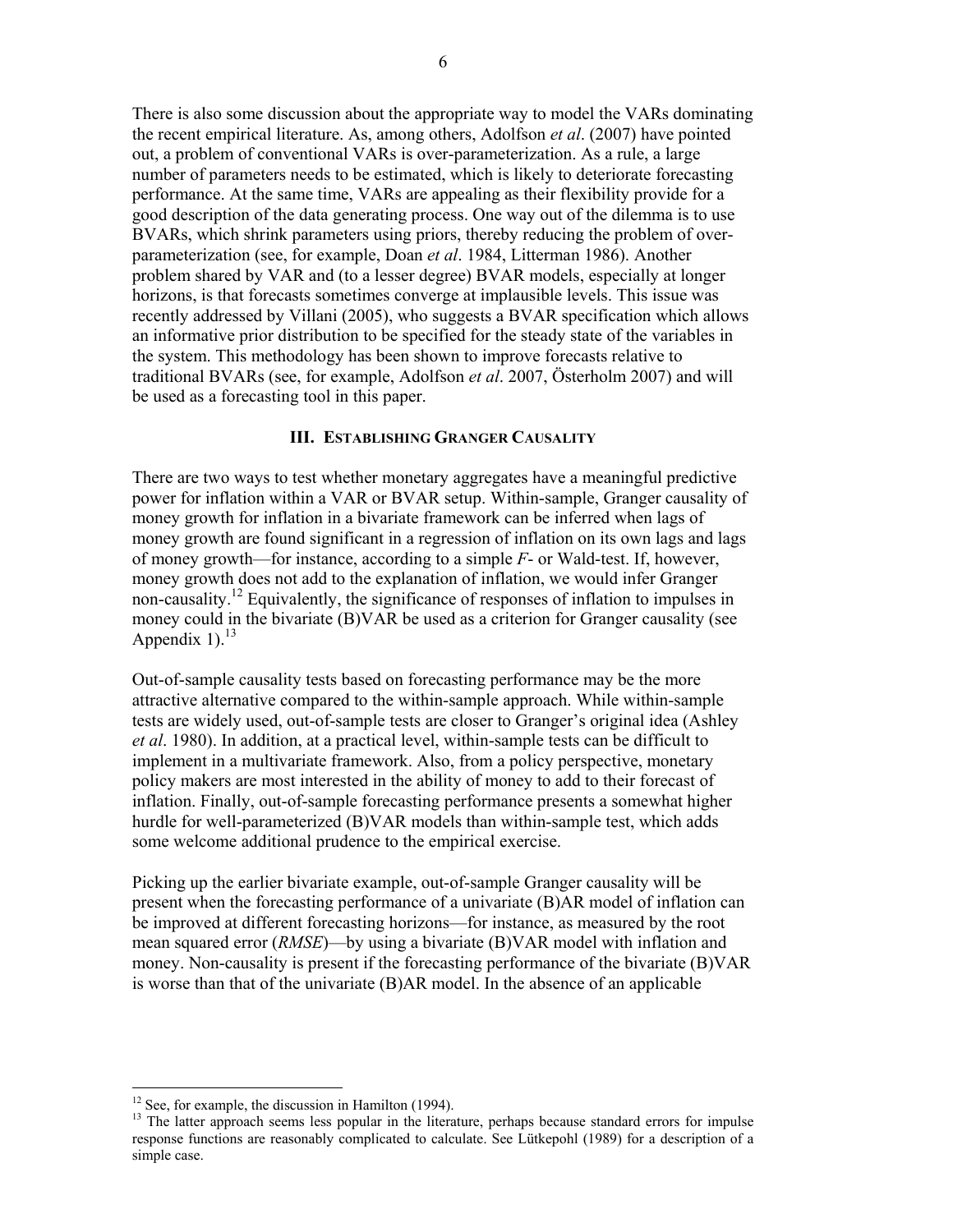There is also some discussion about the appropriate way to model the VARs dominating the recent empirical literature. As, among others, Adolfson *et al*. (2007) have pointed out, a problem of conventional VARs is over-parameterization. As a rule, a large number of parameters needs to be estimated, which is likely to deteriorate forecasting performance. At the same time, VARs are appealing as their flexibility provide for a good description of the data generating process. One way out of the dilemma is to use BVARs, which shrink parameters using priors, thereby reducing the problem of over-parameterization (see, for example, Doan *et al*. 1984, Litterman 1986). Another problem shared by VAR and (to a lesser degree) BVAR models, especially at longer horizons, is that forecasts sometimes converge at implausible levels. This issue was recently addressed by Villani (2005), who suggests a BVAR specification which allows an informative prior distribution to be specified for the steady state of the variables in the system. This methodology has been shown to improve forecasts relative to traditional BVARs (see, for example, Adolfson *et al*. 2007, Österholm 2007) and will be used as a forecasting tool in this paper.

## III. Establishing Granger Causality

There are two ways to test whether monetary aggregates have a meaningful predictive power for inflation within a VAR or BVAR setup. Within-sample, Granger causality of money growth for inflation in a bivariate framework can be inferred when lags of money growth are found significant in a regression of inflation on its own lags and lags of money growth—for instance, according to a simple *F*- or Wald-test. If, however, money growth does not add to the explanation of inflation, we would infer Granger non-causality.[12] Equivalently, the significance of responses of inflation to impulses in money could in the bivariate (B)VAR be used as a criterion for Granger causality (see Appendix 1).[13]

Out-of-sample causality tests based on forecasting performance may be the more attractive alternative compared to the within-sample approach. While within-sample tests are widely used, out-of-sample tests are closer to Granger's original idea (Ashley *et al*. 1980). In addition, at a practical level, within-sample tests can be difficult to implement in a multivariate framework. Also, from a policy perspective, monetary policy makers are most interested in the ability of money to add to their forecast of inflation. Finally, out-of-sample forecasting performance presents a somewhat higher hurdle for well-parameterized (B)VAR models than within-sample test, which adds some welcome additional prudence to the empirical exercise.

Picking up the earlier bivariate example, out-of-sample Granger causality will be present when the forecasting performance of a univariate (B)AR model of inflation can be improved at different forecasting horizons—for instance, as measured by the root mean squared error (*RMSE*)—by using a bivariate (B)VAR model with inflation and money. Non-causality is present if the forecasting performance of the bivariate (B)VAR is worse than that of the univariate (B)AR model. In the absence of an applicable

---

[12] See, for example, the discussion in Hamilton (1994).

[13] The latter approach seems less popular in the literature, perhaps because standard errors for impulse response functions are reasonably complicated to calculate. See Lütkepohl (1989) for a description of a simple case.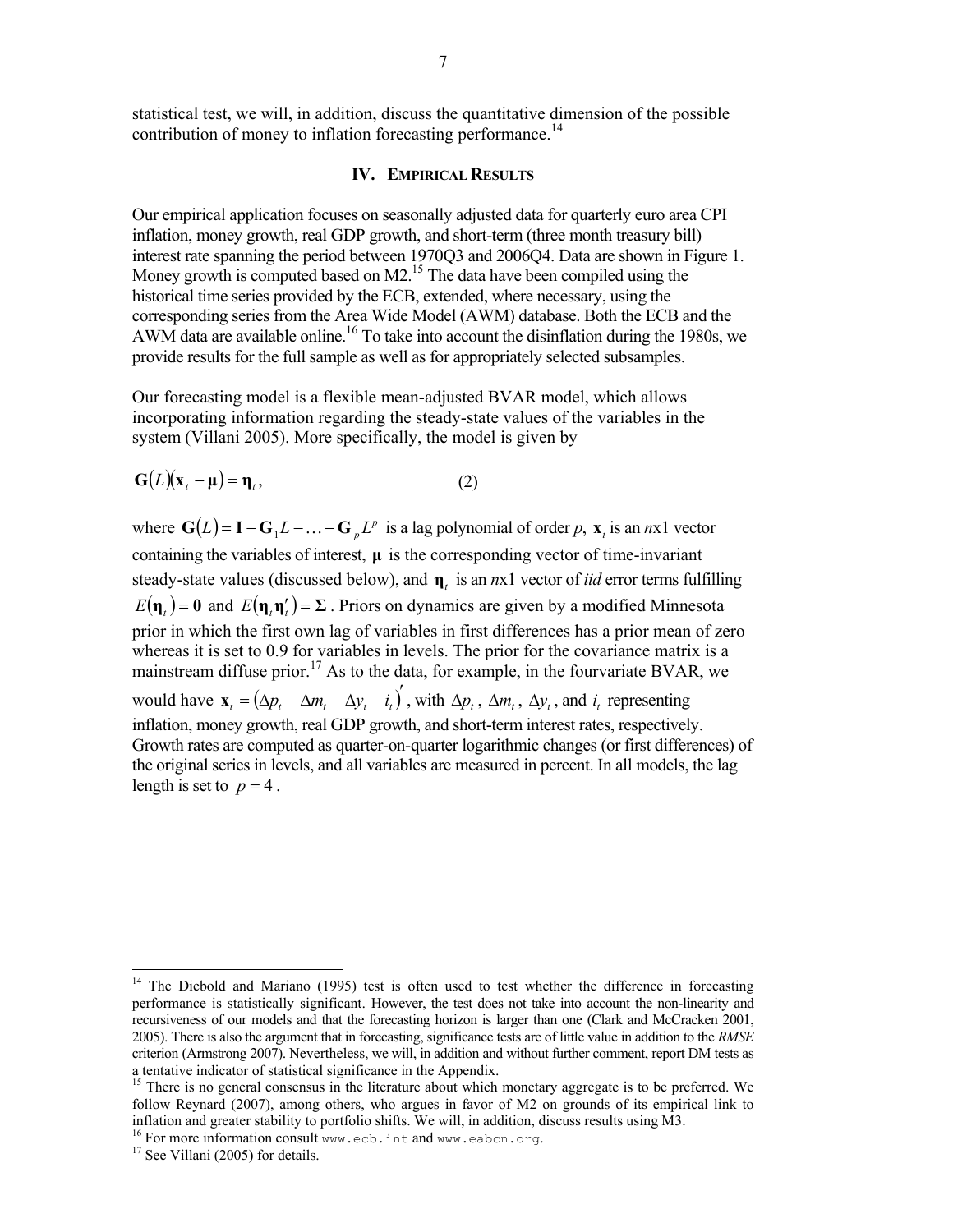statistical test, we will, in addition, discuss the quantitative dimension of the possible contribution of money to inflation forecasting performance.[14]

## IV. Empirical Results

Our empirical application focuses on seasonally adjusted data for quarterly euro area CPI inflation, money growth, real GDP growth, and short-term (three month treasury bill) interest rate spanning the period between 1970Q3 and 2006Q4. Data are shown in Figure 1. Money growth is computed based on M2.[15] The data have been compiled using the historical time series provided by the ECB, extended, where necessary, using the corresponding series from the Area Wide Model (AWM) database. Both the ECB and the AWM data are available online.[16] To take into account the disinflation during the 1980s, we provide results for the full sample as well as for appropriately selected subsamples.

Our forecasting model is a flexible mean-adjusted BVAR model, which allows incorporating information regarding the steady-state values of the variables in the system (Villani 2005). More specifically, the model is given by

$$\mathbf{G}(L)(\mathbf{x}_t - \boldsymbol{\mu}) = \boldsymbol{\eta}_t, \qquad (2)$$

where $\mathbf{G}(L) = \mathbf{I} - \mathbf{G}_1 L - \ldots - \mathbf{G}_p L^p$ is a lag polynomial of order *p*, $\mathbf{x}_t$ is an $n$x1 vector containing the variables of interest, $\boldsymbol{\mu}$ is the corresponding vector of time-invariant steady-state values (discussed below), and $\boldsymbol{\eta}_t$ is an $n$x1 vector of *iid* error terms fulfilling $E(\boldsymbol{\eta}_t) = \mathbf{0}$ and $E(\boldsymbol{\eta}_t \boldsymbol{\eta}_t') = \boldsymbol{\Sigma}$. Priors on dynamics are given by a modified Minnesota prior in which the first own lag of variables in first differences has a prior mean of zero whereas it is set to 0.9 for variables in levels. The prior for the covariance matrix is a mainstream diffuse prior.[17] As to the data, for example, in the fourvariate BVAR, we would have $\mathbf{x}_t = (\Delta p_t \quad \Delta m_t \quad \Delta y_t \quad i_t)'$, with $\Delta p_t$, $\Delta m_t$, $\Delta y_t$, and $i_t$ representing inflation, money growth, real GDP growth, and short-term interest rates, respectively. Growth rates are computed as quarter-on-quarter logarithmic changes (or first differences) of the original series in levels, and all variables are measured in percent. In all models, the lag length is set to $p = 4$.

---

[14] The Diebold and Mariano (1995) test is often used to test whether the difference in forecasting performance is statistically significant. However, the test does not take into account the non-linearity and recursiveness of our models and that the forecasting horizon is larger than one (Clark and McCracken 2001, 2005). There is also the argument that in forecasting, significance tests are of little value in addition to the *RMSE* criterion (Armstrong 2007). Nevertheless, we will, in addition and without further comment, report DM tests as a tentative indicator of statistical significance in the Appendix.

[15] There is no general consensus in the literature about which monetary aggregate is to be preferred. We follow Reynard (2007), among others, who argues in favor of M2 on grounds of its empirical link to inflation and greater stability to portfolio shifts. We will, in addition, discuss results using M3.

[16] For more information consult `www.ecb.int` and `www.eabcn.org`.

[17] See Villani (2005) for details.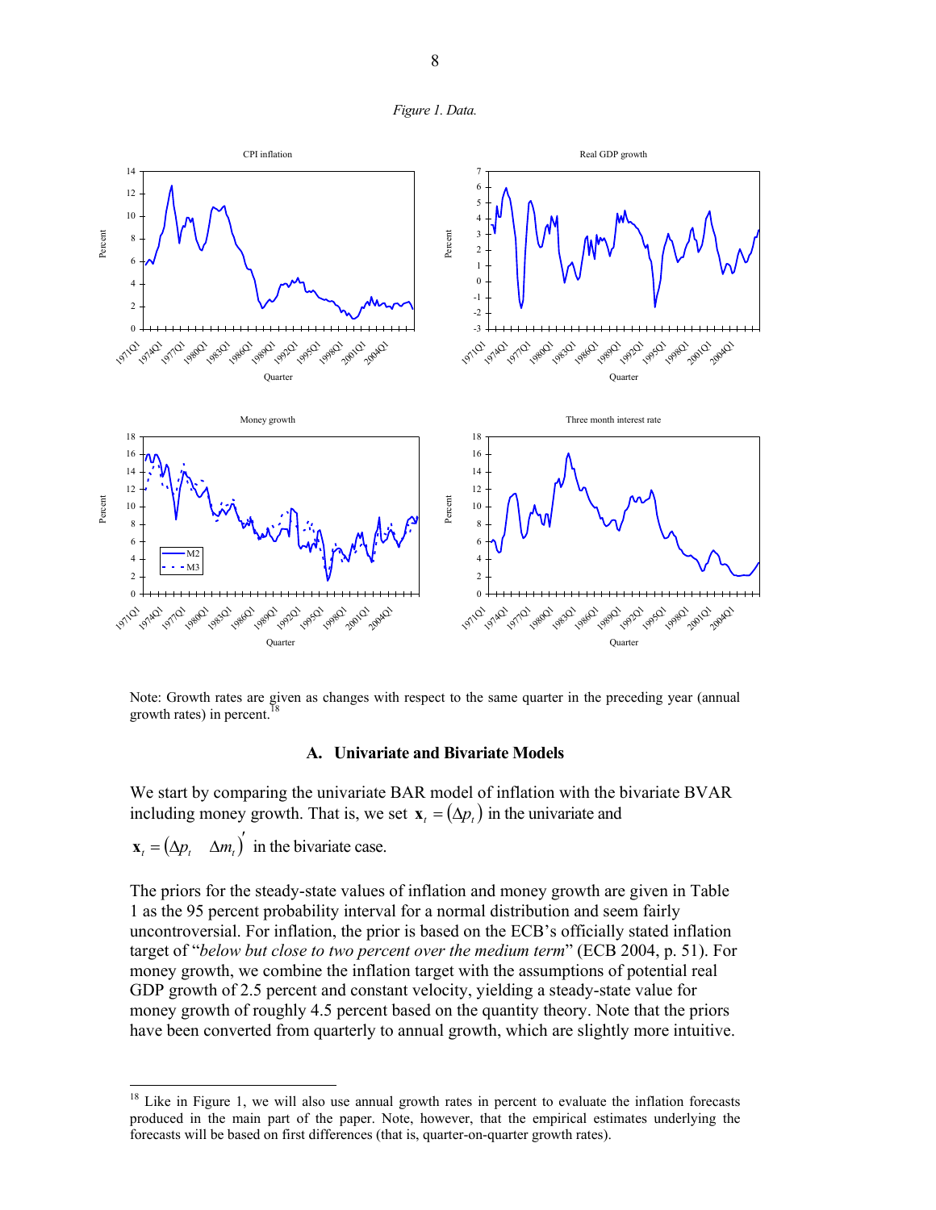*Figure 1. Data.*

Note: Growth rates are given as changes with respect to the same quarter in the preceding year (annual growth rates) in percent.[18]

### A. Univariate and Bivariate Models

We start by comparing the univariate BAR model of inflation with the bivariate BVAR including money growth. That is, we set $\mathbf{x}_t = (\Delta p_t)$ in the univariate and $\mathbf{x}_t = (\Delta p_t \quad \Delta m_t)'$ in the bivariate case.

The priors for the steady-state values of inflation and money growth are given in Table 1 as the 95 percent probability interval for a normal distribution and seem fairly uncontroversial. For inflation, the prior is based on the ECB's officially stated inflation target of "*below but close to two percent over the medium term*" (ECB 2004, p. 51). For money growth, we combine the inflation target with the assumptions of potential real GDP growth of 2.5 percent and constant velocity, yielding a steady-state value for money growth of roughly 4.5 percent based on the quantity theory. Note that the priors have been converted from quarterly to annual growth, which are slightly more intuitive.

[18] Like in Figure 1, we will also use annual growth rates in percent to evaluate the inflation forecasts produced in the main part of the paper. Note, however, that the empirical estimates underlying the forecasts will be based on first differences (that is, quarter-on-quarter growth rates).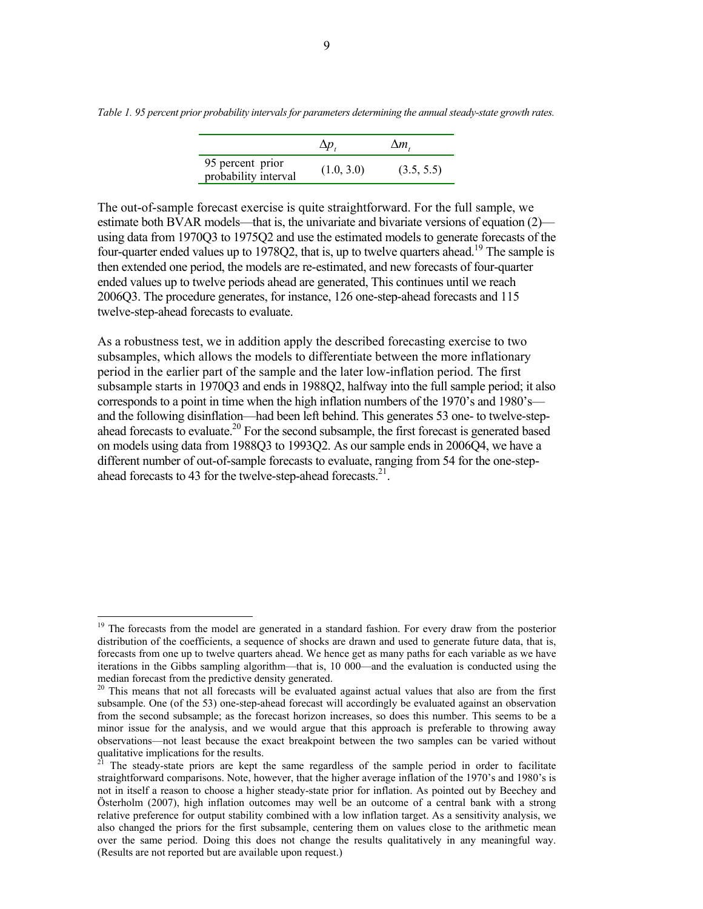*Table 1. 95 percent prior probability intervals for parameters determining the annual steady-state growth rates.*

| | $\Delta p_t$ | $\Delta m_t$ |
|---|---|---|
| 95 percent prior probability interval | (1.0, 3.0) | (3.5, 5.5) |

The out-of-sample forecast exercise is quite straightforward. For the full sample, we estimate both BVAR models—that is, the univariate and bivariate versions of equation (2)—using data from 1970Q3 to 1975Q2 and use the estimated models to generate forecasts of the four-quarter ended values up to 1978Q2, that is, up to twelve quarters ahead.[19] The sample is then extended one period, the models are re-estimated, and new forecasts of four-quarter ended values up to twelve periods ahead are generated, This continues until we reach 2006Q3. The procedure generates, for instance, 126 one-step-ahead forecasts and 115 twelve-step-ahead forecasts to evaluate.

As a robustness test, we in addition apply the described forecasting exercise to two subsamples, which allows the models to differentiate between the more inflationary period in the earlier part of the sample and the later low-inflation period. The first subsample starts in 1970Q3 and ends in 1988Q2, halfway into the full sample period; it also corresponds to a point in time when the high inflation numbers of the 1970's and 1980's—and the following disinflation—had been left behind. This generates 53 one- to twelve-step-ahead forecasts to evaluate.[20] For the second subsample, the first forecast is generated based on models using data from 1988Q3 to 1993Q2. As our sample ends in 2006Q4, we have a different number of out-of-sample forecasts to evaluate, ranging from 54 for the one-step-ahead forecasts to 43 for the twelve-step-ahead forecasts.[21].

---

[19] The forecasts from the model are generated in a standard fashion. For every draw from the posterior distribution of the coefficients, a sequence of shocks are drawn and used to generate future data, that is, forecasts from one up to twelve quarters ahead. We hence get as many paths for each variable as we have iterations in the Gibbs sampling algorithm—that is, 10 000—and the evaluation is conducted using the median forecast from the predictive density generated.

[20] This means that not all forecasts will be evaluated against actual values that also are from the first subsample. One (of the 53) one-step-ahead forecast will accordingly be evaluated against an observation from the second subsample; as the forecast horizon increases, so does this number. This seems to be a minor issue for the analysis, and we would argue that this approach is preferable to throwing away observations—not least because the exact breakpoint between the two samples can be varied without qualitative implications for the results.

[21] The steady-state priors are kept the same regardless of the sample period in order to facilitate straightforward comparisons. Note, however, that the higher average inflation of the 1970's and 1980's is not in itself a reason to choose a higher steady-state prior for inflation. As pointed out by Beechey and Österholm (2007), high inflation outcomes may well be an outcome of a central bank with a strong relative preference for output stability combined with a low inflation target. As a sensitivity analysis, we also changed the priors for the first subsample, centering them on values close to the arithmetic mean over the same period. Doing this does not change the results qualitatively in any meaningful way. (Results are not reported but are available upon request.)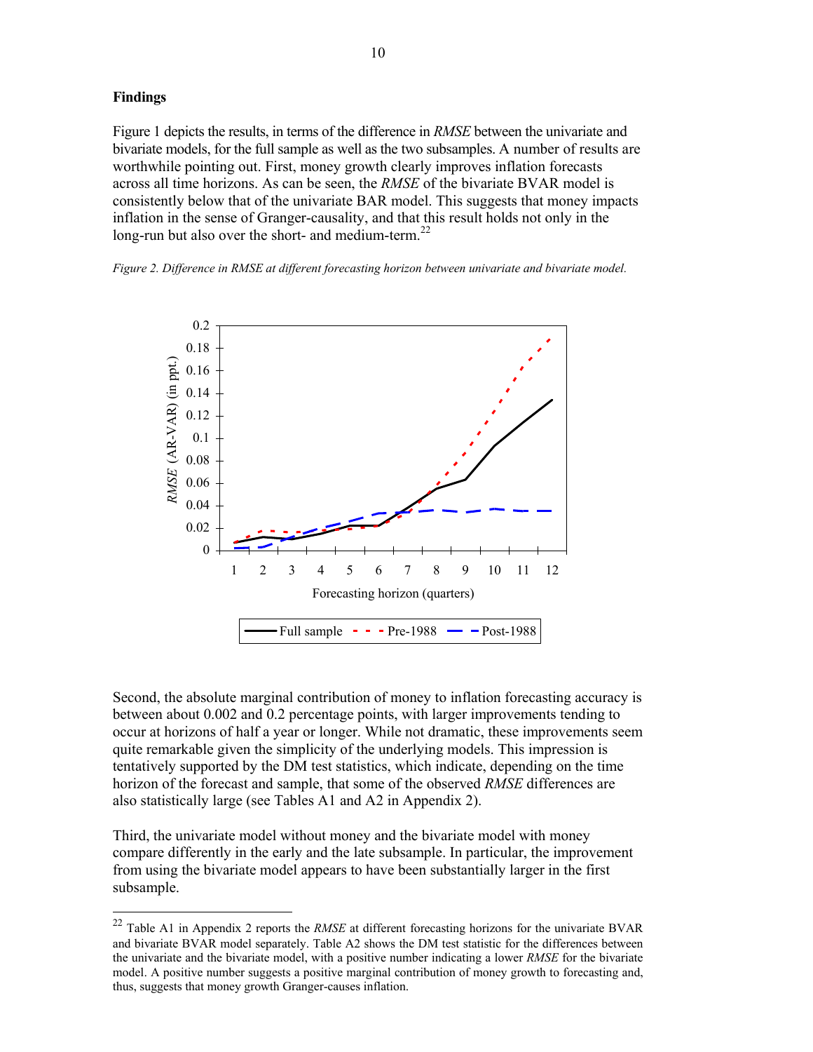## Findings

Figure 1 depicts the results, in terms of the difference in *RMSE* between the univariate and bivariate models, for the full sample as well as the two subsamples. A number of results are worthwhile pointing out. First, money growth clearly improves inflation forecasts across all time horizons. As can be seen, the *RMSE* of the bivariate BVAR model is consistently below that of the univariate BAR model. This suggests that money impacts inflation in the sense of Granger-causality, and that this result holds not only in the long-run but also over the short- and medium-term.[22]

*Figure 2. Difference in RMSE at different forecasting horizon between univariate and bivariate model.*

Second, the absolute marginal contribution of money to inflation forecasting accuracy is between about 0.002 and 0.2 percentage points, with larger improvements tending to occur at horizons of half a year or longer. While not dramatic, these improvements seem quite remarkable given the simplicity of the underlying models. This impression is tentatively supported by the DM test statistics, which indicate, depending on the time horizon of the forecast and sample, that some of the observed *RMSE* differences are also statistically large (see Tables A1 and A2 in Appendix 2).

Third, the univariate model without money and the bivariate model with money compare differently in the early and the late subsample. In particular, the improvement from using the bivariate model appears to have been substantially larger in the first subsample.

[22] Table A1 in Appendix 2 reports the *RMSE* at different forecasting horizons for the univariate BVAR and bivariate BVAR model separately. Table A2 shows the DM test statistic for the differences between the univariate and the bivariate model, with a positive number indicating a lower *RMSE* for the bivariate model. A positive number suggests a positive marginal contribution of money growth to forecasting and, thus, suggests that money growth Granger-causes inflation.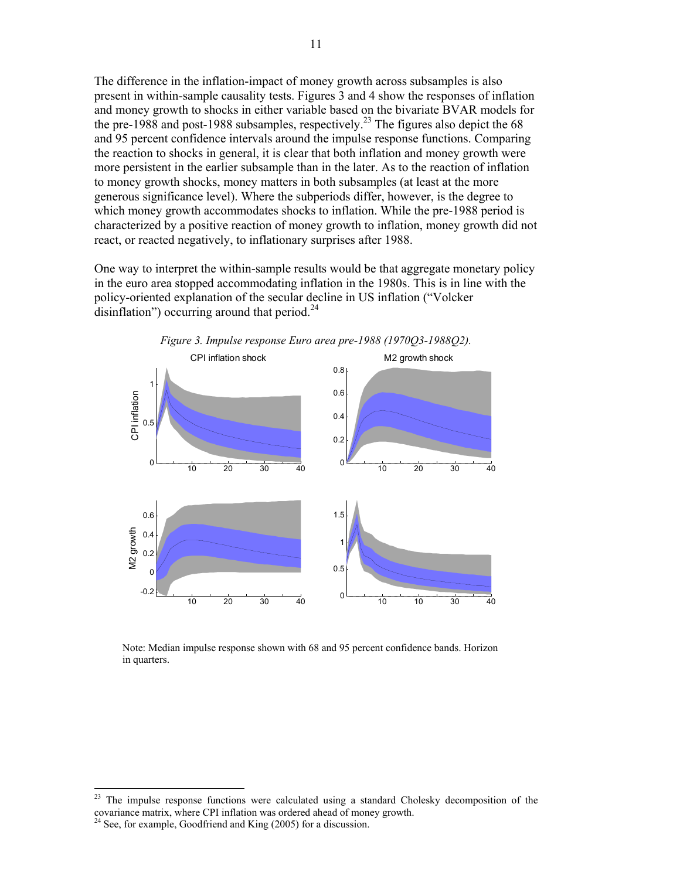The difference in the inflation-impact of money growth across subsamples is also present in within-sample causality tests. Figures 3 and 4 show the responses of inflation and money growth to shocks in either variable based on the bivariate BVAR models for the pre-1988 and post-1988 subsamples, respectively.[23] The figures also depict the 68 and 95 percent confidence intervals around the impulse response functions. Comparing the reaction to shocks in general, it is clear that both inflation and money growth were more persistent in the earlier subsample than in the later. As to the reaction of inflation to money growth shocks, money matters in both subsamples (at least at the more generous significance level). Where the subperiods differ, however, is the degree to which money growth accommodates shocks to inflation. While the pre-1988 period is characterized by a positive reaction of money growth to inflation, money growth did not react, or reacted negatively, to inflationary surprises after 1988.

One way to interpret the within-sample results would be that aggregate monetary policy in the euro area stopped accommodating inflation in the 1980s. This is in line with the policy-oriented explanation of the secular decline in US inflation ("Volcker disinflation") occurring around that period.[24]

*Figure 3. Impulse response Euro area pre-1988 (1970Q3-1988Q2).*

Note: Median impulse response shown with 68 and 95 percent confidence bands. Horizon in quarters.

[23] The impulse response functions were calculated using a standard Cholesky decomposition of the covariance matrix, where CPI inflation was ordered ahead of money growth.

[24] See, for example, Goodfriend and King (2005) for a discussion.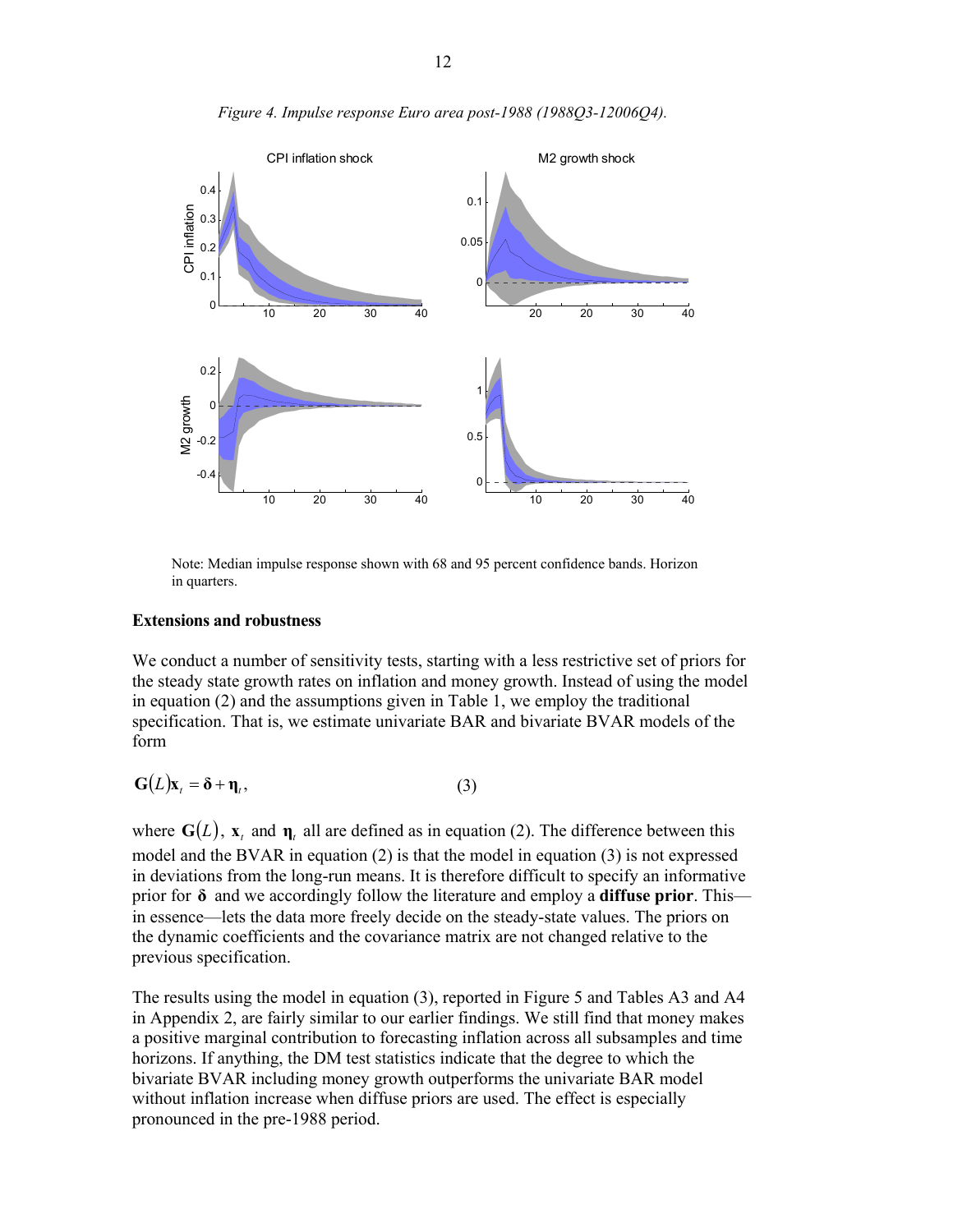*Figure 4. Impulse response Euro area post-1988 (1988Q3-12006Q4).*

Note: Median impulse response shown with 68 and 95 percent confidence bands. Horizon in quarters.

**Extensions and robustness**

We conduct a number of sensitivity tests, starting with a less restrictive set of priors for the steady state growth rates on inflation and money growth. Instead of using the model in equation (2) and the assumptions given in Table 1, we employ the traditional specification. That is, we estimate univariate BAR and bivariate BVAR models of the form

$$\mathbf{G}(L)\mathbf{x}_t = \boldsymbol{\delta} + \boldsymbol{\eta}_t, \qquad (3)$$

where $\mathbf{G}(L)$, $\mathbf{x}_t$ and $\boldsymbol{\eta}_t$ all are defined as in equation (2). The difference between this model and the BVAR in equation (2) is that the model in equation (3) is not expressed in deviations from the long-run means. It is therefore difficult to specify an informative prior for $\boldsymbol{\delta}$ and we accordingly follow the literature and employ a **diffuse prior**. This—in essence—lets the data more freely decide on the steady-state values. The priors on the dynamic coefficients and the covariance matrix are not changed relative to the previous specification.

The results using the model in equation (3), reported in Figure 5 and Tables A3 and A4 in Appendix 2, are fairly similar to our earlier findings. We still find that money makes a positive marginal contribution to forecasting inflation across all subsamples and time horizons. If anything, the DM test statistics indicate that the degree to which the bivariate BVAR including money growth outperforms the univariate BAR model without inflation increase when diffuse priors are used. The effect is especially pronounced in the pre-1988 period.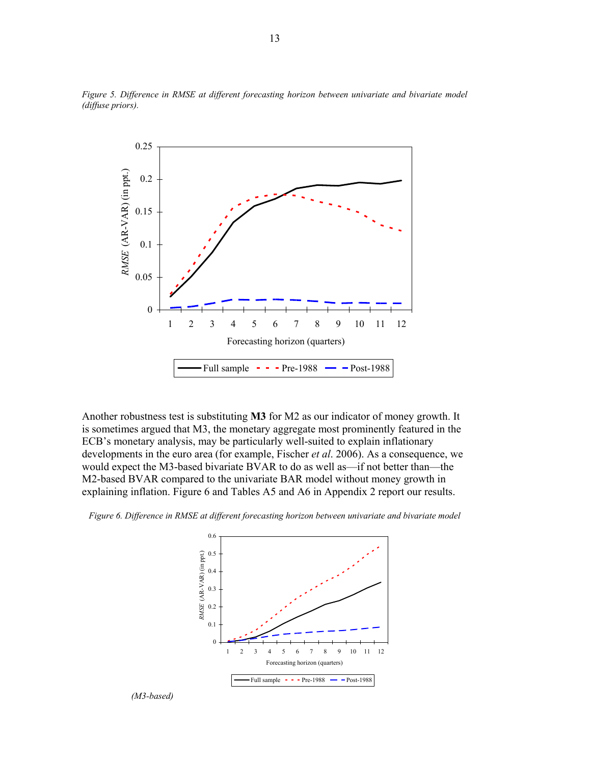*Figure 5. Difference in RMSE at different forecasting horizon between univariate and bivariate model (diffuse priors).*

Another robustness test is substituting **M3** for M2 as our indicator of money growth. It is sometimes argued that M3, the monetary aggregate most prominently featured in the ECB's monetary analysis, may be particularly well-suited to explain inflationary developments in the euro area (for example, Fischer *et al*. 2006). As a consequence, we would expect the M3-based bivariate BVAR to do as well as—if not better than—the M2-based BVAR compared to the univariate BAR model without money growth in explaining inflation. Figure 6 and Tables A5 and A6 in Appendix 2 report our results.

*Figure 6. Difference in RMSE at different forecasting horizon between univariate and bivariate model (M3-based)*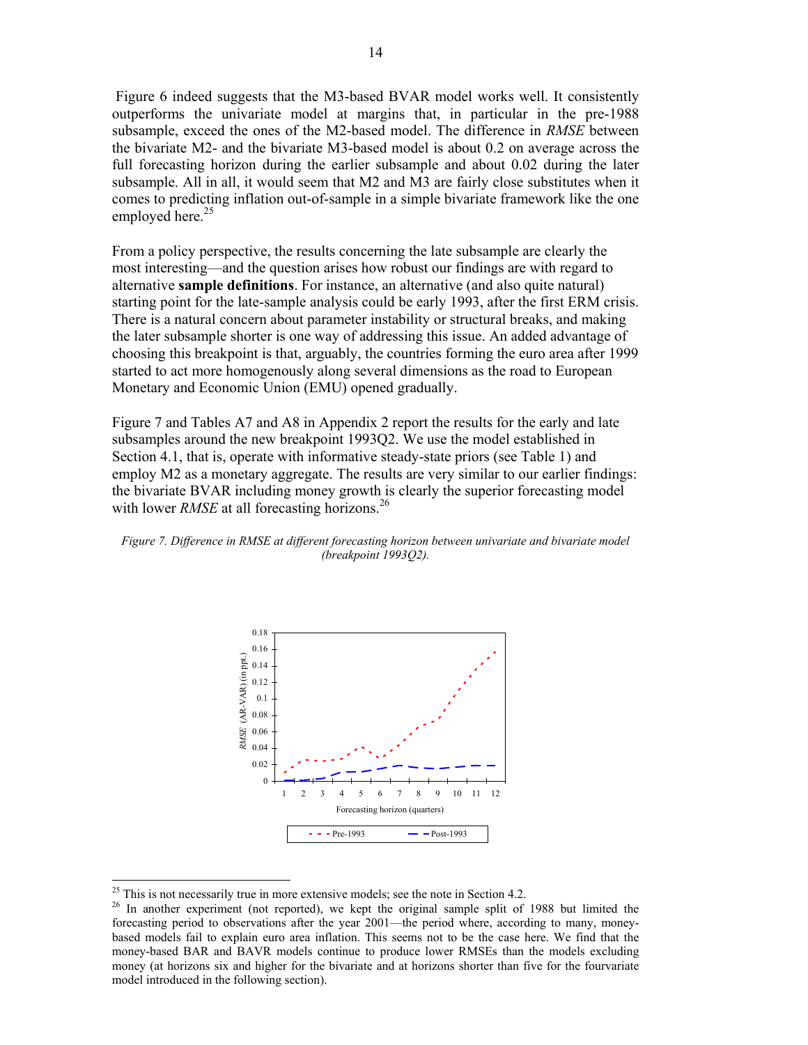Figure 6 indeed suggests that the M3-based BVAR model works well. It consistently outperforms the univariate model at margins that, in particular in the pre-1988 subsample, exceed the ones of the M2-based model. The difference in *RMSE* between the bivariate M2- and the bivariate M3-based model is about 0.2 on average across the full forecasting horizon during the earlier subsample and about 0.02 during the later subsample. All in all, it would seem that M2 and M3 are fairly close substitutes when it comes to predicting inflation out-of-sample in a simple bivariate framework like the one employed here.[25]

From a policy perspective, the results concerning the late subsample are clearly the most interesting—and the question arises how robust our findings are with regard to alternative **sample definitions**. For instance, an alternative (and also quite natural) starting point for the late-sample analysis could be early 1993, after the first ERM crisis. There is a natural concern about parameter instability or structural breaks, and making the later subsample shorter is one way of addressing this issue. An added advantage of choosing this breakpoint is that, arguably, the countries forming the euro area after 1999 started to act more homogenously along several dimensions as the road to European Monetary and Economic Union (EMU) opened gradually.

Figure 7 and Tables A7 and A8 in Appendix 2 report the results for the early and late subsamples around the new breakpoint 1993Q2. We use the model established in Section 4.1, that is, operate with informative steady-state priors (see Table 1) and employ M2 as a monetary aggregate. The results are very similar to our earlier findings: the bivariate BVAR including money growth is clearly the superior forecasting model with lower *RMSE* at all forecasting horizons.[26]

*Figure 7. Difference in RMSE at different forecasting horizon between univariate and bivariate model (breakpoint 1993Q2).*

---

[25] This is not necessarily true in more extensive models; see the note in Section 4.2.

[26] In another experiment (not reported), we kept the original sample split of 1988 but limited the forecasting period to observations after the year 2001—the period where, according to many, money-based models fail to explain euro area inflation. This seems not to be the case here. We find that the money-based BAR and BAVR models continue to produce lower RMSEs than the models excluding money (at horizons six and higher for the bivariate and at horizons shorter than five for the fourvariate model introduced in the following section).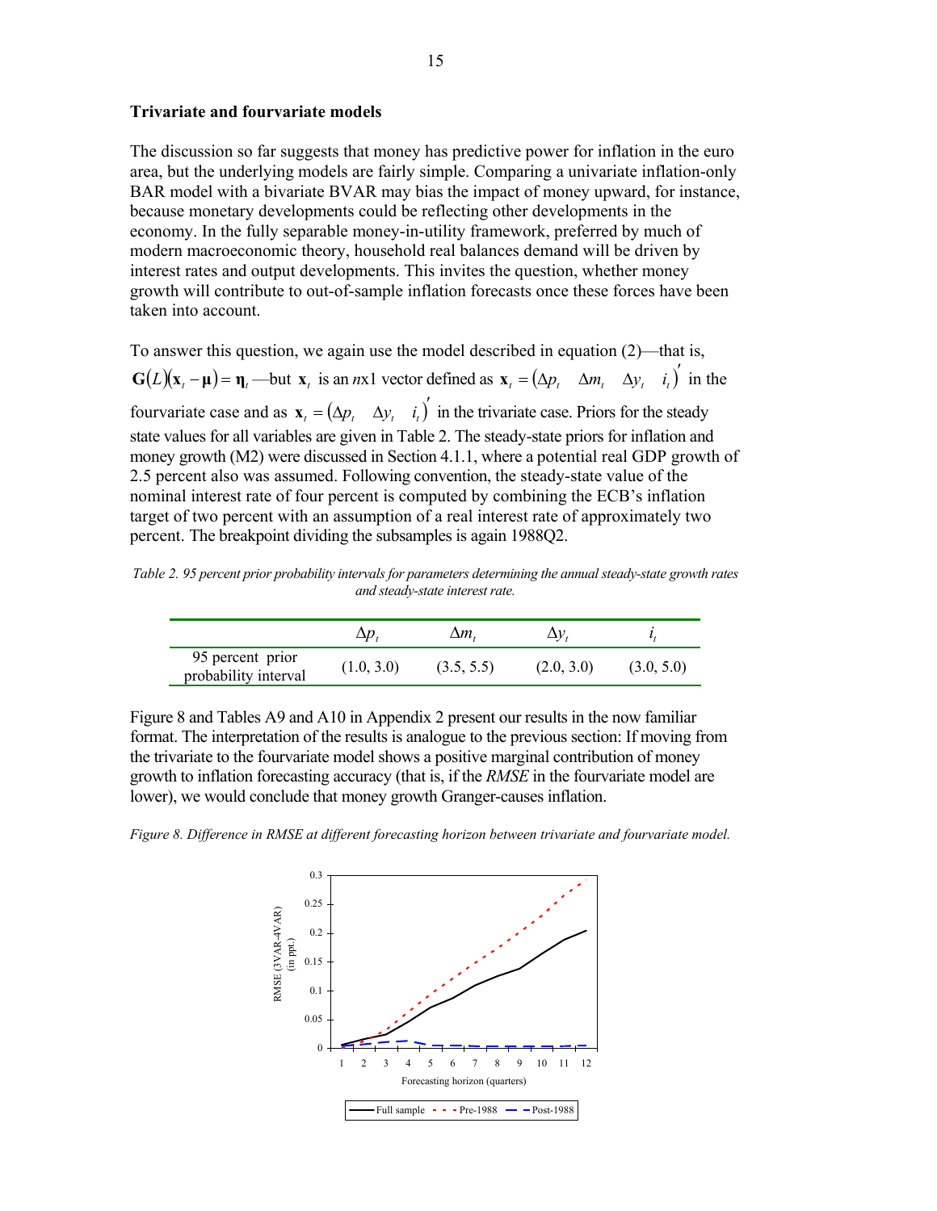**Trivariate and fourvariate models**

The discussion so far suggests that money has predictive power for inflation in the euro area, but the underlying models are fairly simple. Comparing a univariate inflation-only BAR model with a bivariate BVAR may bias the impact of money upward, for instance, because monetary developments could be reflecting other developments in the economy. In the fully separable money-in-utility framework, preferred by much of modern macroeconomic theory, household real balances demand will be driven by interest rates and output developments. This invites the question, whether money growth will contribute to out-of-sample inflation forecasts once these forces have been taken into account.

To answer this question, we again use the model described in equation (2)—that is, $\mathbf{G}(L)(\mathbf{x}_t - \boldsymbol{\mu}) = \boldsymbol{\eta}_t$—but $\mathbf{x}_t$ is an *n*x1 vector defined as $\mathbf{x}_t = (\Delta p_t \quad \Delta m_t \quad \Delta y_t \quad i_t)'$ in the fourvariate case and as $\mathbf{x}_t = (\Delta p_t \quad \Delta y_t \quad i_t)'$ in the trivariate case. Priors for the steady state values for all variables are given in Table 2. The steady-state priors for inflation and money growth (M2) were discussed in Section 4.1.1, where a potential real GDP growth of 2.5 percent also was assumed. Following convention, the steady-state value of the nominal interest rate of four percent is computed by combining the ECB's inflation target of two percent with an assumption of a real interest rate of approximately two percent. The breakpoint dividing the subsamples is again 1988Q2.

*Table 2. 95 percent prior probability intervals for parameters determining the annual steady-state growth rates and steady-state interest rate.*

| | $\Delta p_t$ | $\Delta m_t$ | $\Delta y_t$ | $i_t$ |
|---|---|---|---|---|
| 95 percent prior probability interval | (1.0, 3.0) | (3.5, 5.5) | (2.0, 3.0) | (3.0, 5.0) |

Figure 8 and Tables A9 and A10 in Appendix 2 present our results in the now familiar format. The interpretation of the results is analogue to the previous section: If moving from the trivariate to the fourvariate model shows a positive marginal contribution of money growth to inflation forecasting accuracy (that is, if the *RMSE* in the fourvariate model are lower), we would conclude that money growth Granger-causes inflation.

*Figure 8. Difference in RMSE at different forecasting horizon between trivariate and fourvariate model.*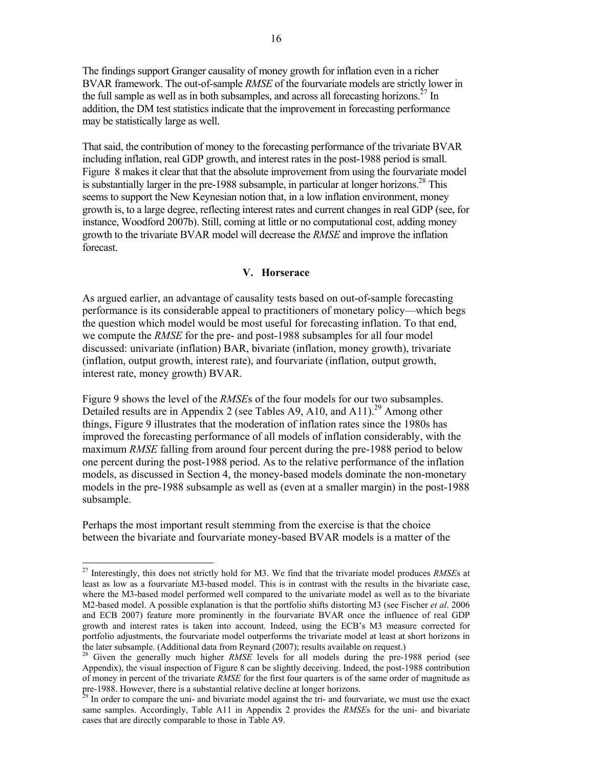The findings support Granger causality of money growth for inflation even in a richer BVAR framework. The out-of-sample *RMSE* of the fourvariate models are strictly lower in the full sample as well as in both subsamples, and across all forecasting horizons.[27] In addition, the DM test statistics indicate that the improvement in forecasting performance may be statistically large as well.

That said, the contribution of money to the forecasting performance of the trivariate BVAR including inflation, real GDP growth, and interest rates in the post-1988 period is small. Figure 8 makes it clear that that the absolute improvement from using the fourvariate model is substantially larger in the pre-1988 subsample, in particular at longer horizons.[28] This seems to support the New Keynesian notion that, in a low inflation environment, money growth is, to a large degree, reflecting interest rates and current changes in real GDP (see, for instance, Woodford 2007b). Still, coming at little or no computational cost, adding money growth to the trivariate BVAR model will decrease the *RMSE* and improve the inflation forecast.

## V. Horserace

As argued earlier, an advantage of causality tests based on out-of-sample forecasting performance is its considerable appeal to practitioners of monetary policy—which begs the question which model would be most useful for forecasting inflation. To that end, we compute the *RMSE* for the pre- and post-1988 subsamples for all four model discussed: univariate (inflation) BAR, bivariate (inflation, money growth), trivariate (inflation, output growth, interest rate), and fourvariate (inflation, output growth, interest rate, money growth) BVAR.

Figure 9 shows the level of the *RMSE*s of the four models for our two subsamples. Detailed results are in Appendix 2 (see Tables A9, A10, and A11).[29] Among other things, Figure 9 illustrates that the moderation of inflation rates since the 1980s has improved the forecasting performance of all models of inflation considerably, with the maximum *RMSE* falling from around four percent during the pre-1988 period to below one percent during the post-1988 period. As to the relative performance of the inflation models, as discussed in Section 4, the money-based models dominate the non-monetary models in the pre-1988 subsample as well as (even at a smaller margin) in the post-1988 subsample.

Perhaps the most important result stemming from the exercise is that the choice between the bivariate and fourvariate money-based BVAR models is a matter of the

---

[27] Interestingly, this does not strictly hold for M3. We find that the trivariate model produces *RMSE*s at least as low as a fourvariate M3-based model. This is in contrast with the results in the bivariate case, where the M3-based model performed well compared to the univariate model as well as to the bivariate M2-based model. A possible explanation is that the portfolio shifts distorting M3 (see Fischer *et al*. 2006 and ECB 2007) feature more prominently in the fourvariate BVAR once the influence of real GDP growth and interest rates is taken into account. Indeed, using the ECB's M3 measure corrected for portfolio adjustments, the fourvariate model outperforms the trivariate model at least at short horizons in the later subsample. (Additional data from Reynard (2007); results available on request.)

[28] Given the generally much higher *RMSE* levels for all models during the pre-1988 period (see Appendix), the visual inspection of Figure 8 can be slightly deceiving. Indeed, the post-1988 contribution of money in percent of the trivariate *RMSE* for the first four quarters is of the same order of magnitude as pre-1988. However, there is a substantial relative decline at longer horizons.

[29] In order to compare the uni- and bivariate model against the tri- and fourvariate, we must use the exact same samples. Accordingly, Table A11 in Appendix 2 provides the *RMSE*s for the uni- and bivariate cases that are directly comparable to those in Table A9.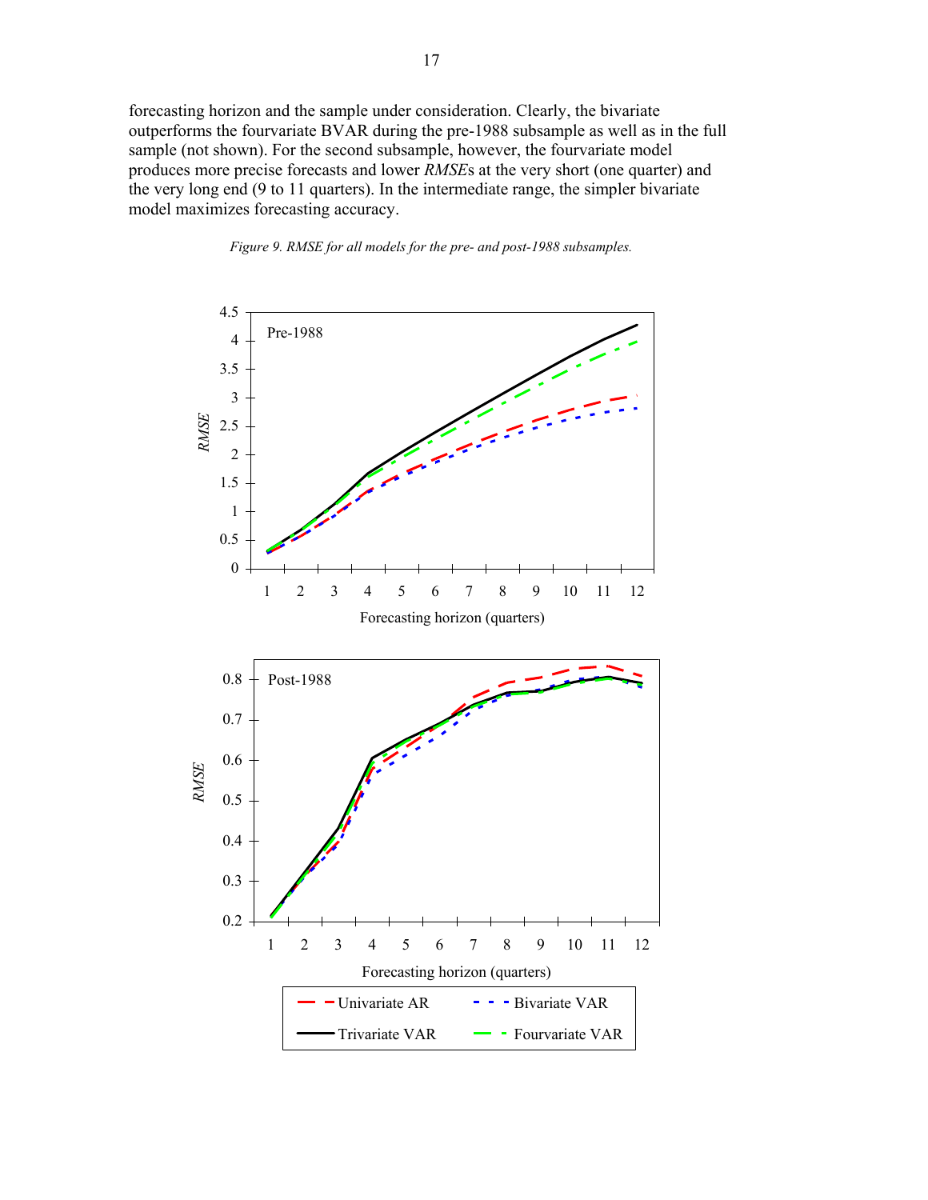forecasting horizon and the sample under consideration. Clearly, the bivariate outperforms the fourvariate BVAR during the pre-1988 subsample as well as in the full sample (not shown). For the second subsample, however, the fourvariate model produces more precise forecasts and lower *RMSE*s at the very short (one quarter) and the very long end (9 to 11 quarters). In the intermediate range, the simpler bivariate model maximizes forecasting accuracy.

*Figure 9. RMSE for all models for the pre- and post-1988 subsamples.*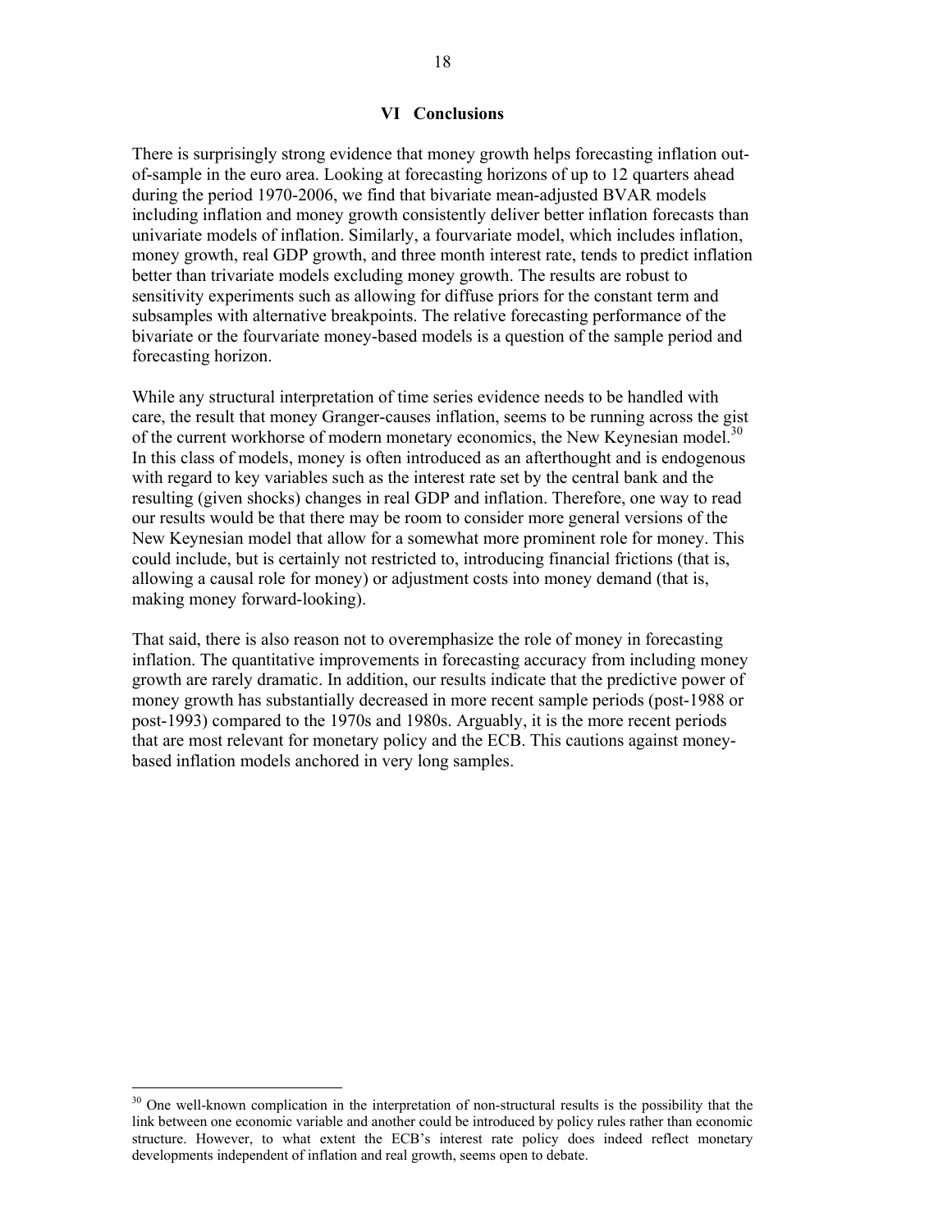## VI Conclusions

There is surprisingly strong evidence that money growth helps forecasting inflation out-of-sample in the euro area. Looking at forecasting horizons of up to 12 quarters ahead during the period 1970-2006, we find that bivariate mean-adjusted BVAR models including inflation and money growth consistently deliver better inflation forecasts than univariate models of inflation. Similarly, a fourvariate model, which includes inflation, money growth, real GDP growth, and three month interest rate, tends to predict inflation better than trivariate models excluding money growth. The results are robust to sensitivity experiments such as allowing for diffuse priors for the constant term and subsamples with alternative breakpoints. The relative forecasting performance of the bivariate or the fourvariate money-based models is a question of the sample period and forecasting horizon.

While any structural interpretation of time series evidence needs to be handled with care, the result that money Granger-causes inflation, seems to be running across the gist of the current workhorse of modern monetary economics, the New Keynesian model.[30] In this class of models, money is often introduced as an afterthought and is endogenous with regard to key variables such as the interest rate set by the central bank and the resulting (given shocks) changes in real GDP and inflation. Therefore, one way to read our results would be that there may be room to consider more general versions of the New Keynesian model that allow for a somewhat more prominent role for money. This could include, but is certainly not restricted to, introducing financial frictions (that is, allowing a causal role for money) or adjustment costs into money demand (that is, making money forward-looking).

That said, there is also reason not to overemphasize the role of money in forecasting inflation. The quantitative improvements in forecasting accuracy from including money growth are rarely dramatic. In addition, our results indicate that the predictive power of money growth has substantially decreased in more recent sample periods (post-1988 or post-1993) compared to the 1970s and 1980s. Arguably, it is the more recent periods that are most relevant for monetary policy and the ECB. This cautions against money-based inflation models anchored in very long samples.

---

[30] One well-known complication in the interpretation of non-structural results is the possibility that the link between one economic variable and another could be introduced by policy rules rather than economic structure. However, to what extent the ECB's interest rate policy does indeed reflect monetary developments independent of inflation and real growth, seems open to debate.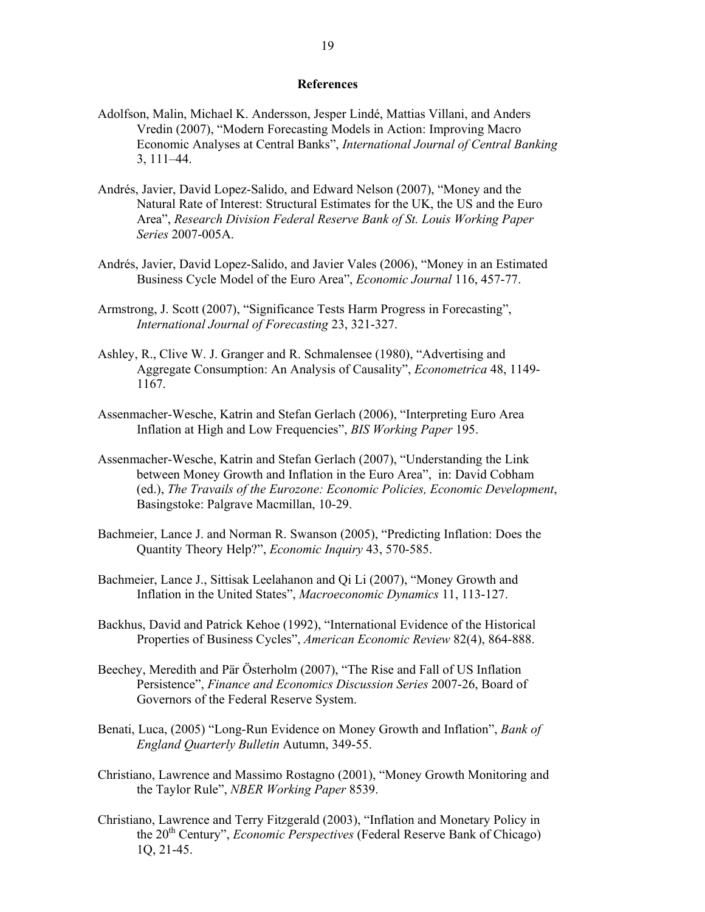## References

Adolfson, Malin, Michael K. Andersson, Jesper Lindé, Mattias Villani, and Anders Vredin (2007), "Modern Forecasting Models in Action: Improving Macro Economic Analyses at Central Banks", *International Journal of Central Banking* 3, 111–44.

Andrés, Javier, David Lopez-Salido, and Edward Nelson (2007), "Money and the Natural Rate of Interest: Structural Estimates for the UK, the US and the Euro Area", *Research Division Federal Reserve Bank of St. Louis Working Paper Series* 2007-005A.

Andrés, Javier, David Lopez-Salido, and Javier Vales (2006), "Money in an Estimated Business Cycle Model of the Euro Area", *Economic Journal* 116, 457-77.

Armstrong, J. Scott (2007), "Significance Tests Harm Progress in Forecasting", *International Journal of Forecasting* 23, 321-327.

Ashley, R., Clive W. J. Granger and R. Schmalensee (1980), "Advertising and Aggregate Consumption: An Analysis of Causality", *Econometrica* 48, 1149-1167.

Assenmacher-Wesche, Katrin and Stefan Gerlach (2006), "Interpreting Euro Area Inflation at High and Low Frequencies", *BIS Working Paper* 195.

Assenmacher-Wesche, Katrin and Stefan Gerlach (2007), "Understanding the Link between Money Growth and Inflation in the Euro Area", in: David Cobham (ed.), *The Travails of the Eurozone: Economic Policies, Economic Development*, Basingstoke: Palgrave Macmillan, 10-29.

Bachmeier, Lance J. and Norman R. Swanson (2005), "Predicting Inflation: Does the Quantity Theory Help?", *Economic Inquiry* 43, 570-585.

Bachmeier, Lance J., Sittisak Leelahanon and Qi Li (2007), "Money Growth and Inflation in the United States", *Macroeconomic Dynamics* 11, 113-127.

Backhus, David and Patrick Kehoe (1992), "International Evidence of the Historical Properties of Business Cycles", *American Economic Review* 82(4), 864-888.

Beechey, Meredith and Pär Österholm (2007), "The Rise and Fall of US Inflation Persistence", *Finance and Economics Discussion Series* 2007-26, Board of Governors of the Federal Reserve System.

Benati, Luca, (2005) "Long-Run Evidence on Money Growth and Inflation", *Bank of England Quarterly Bulletin* Autumn, 349-55.

Christiano, Lawrence and Massimo Rostagno (2001), "Money Growth Monitoring and the Taylor Rule", *NBER Working Paper* 8539.

Christiano, Lawrence and Terry Fitzgerald (2003), "Inflation and Monetary Policy in the 20th Century", *Economic Perspectives* (Federal Reserve Bank of Chicago) 1Q, 21-45.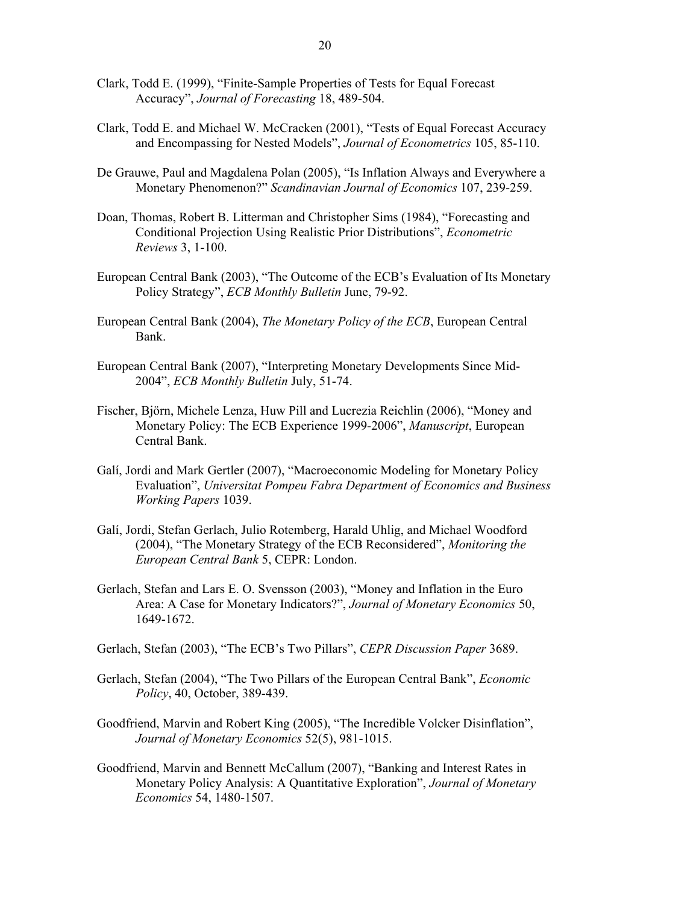Clark, Todd E. (1999), "Finite-Sample Properties of Tests for Equal Forecast Accuracy", *Journal of Forecasting* 18, 489-504.

Clark, Todd E. and Michael W. McCracken (2001), "Tests of Equal Forecast Accuracy and Encompassing for Nested Models", *Journal of Econometrics* 105, 85-110.

De Grauwe, Paul and Magdalena Polan (2005), "Is Inflation Always and Everywhere a Monetary Phenomenon?" *Scandinavian Journal of Economics* 107, 239-259.

Doan, Thomas, Robert B. Litterman and Christopher Sims (1984), "Forecasting and Conditional Projection Using Realistic Prior Distributions", *Econometric Reviews* 3, 1-100.

European Central Bank (2003), "The Outcome of the ECB's Evaluation of Its Monetary Policy Strategy", *ECB Monthly Bulletin* June, 79-92.

European Central Bank (2004), *The Monetary Policy of the ECB*, European Central Bank.

European Central Bank (2007), "Interpreting Monetary Developments Since Mid-2004", *ECB Monthly Bulletin* July, 51-74.

Fischer, Björn, Michele Lenza, Huw Pill and Lucrezia Reichlin (2006), "Money and Monetary Policy: The ECB Experience 1999-2006", *Manuscript*, European Central Bank.

Galí, Jordi and Mark Gertler (2007), "Macroeconomic Modeling for Monetary Policy Evaluation", *Universitat Pompeu Fabra Department of Economics and Business Working Papers* 1039.

Galí, Jordi, Stefan Gerlach, Julio Rotemberg, Harald Uhlig, and Michael Woodford (2004), "The Monetary Strategy of the ECB Reconsidered", *Monitoring the European Central Bank* 5, CEPR: London.

Gerlach, Stefan and Lars E. O. Svensson (2003), "Money and Inflation in the Euro Area: A Case for Monetary Indicators?", *Journal of Monetary Economics* 50, 1649-1672.

Gerlach, Stefan (2003), "The ECB's Two Pillars", *CEPR Discussion Paper* 3689.

Gerlach, Stefan (2004), "The Two Pillars of the European Central Bank", *Economic Policy*, 40, October, 389-439.

Goodfriend, Marvin and Robert King (2005), "The Incredible Volcker Disinflation", *Journal of Monetary Economics* 52(5), 981-1015.

Goodfriend, Marvin and Bennett McCallum (2007), "Banking and Interest Rates in Monetary Policy Analysis: A Quantitative Exploration", *Journal of Monetary Economics* 54, 1480-1507.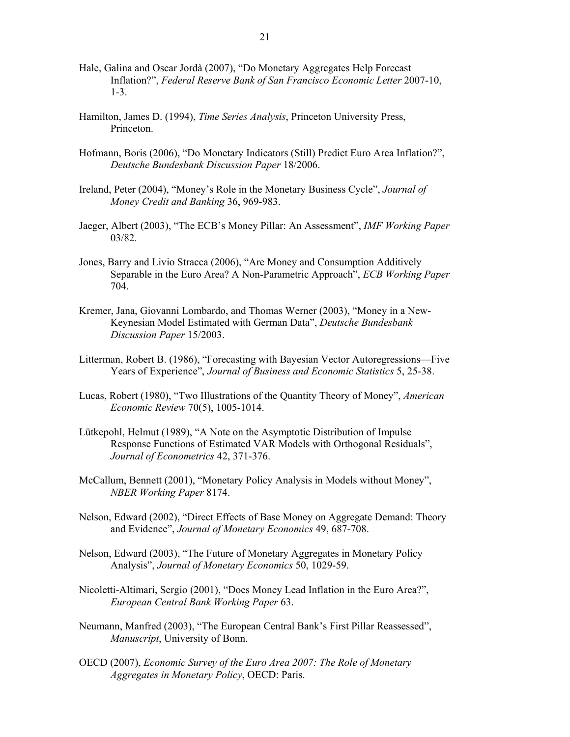Hale, Galina and Oscar Jordà (2007), “Do Monetary Aggregates Help Forecast Inflation?”, *Federal Reserve Bank of San Francisco Economic Letter* 2007-10, 1-3.

Hamilton, James D. (1994), *Time Series Analysis*, Princeton University Press, Princeton.

Hofmann, Boris (2006), “Do Monetary Indicators (Still) Predict Euro Area Inflation?”, *Deutsche Bundesbank Discussion Paper* 18/2006.

Ireland, Peter (2004), “Money’s Role in the Monetary Business Cycle”, *Journal of Money Credit and Banking* 36, 969-983.

Jaeger, Albert (2003), “The ECB’s Money Pillar: An Assessment”, *IMF Working Paper* 03/82.

Jones, Barry and Livio Stracca (2006), “Are Money and Consumption Additively Separable in the Euro Area? A Non-Parametric Approach”, *ECB Working Paper* 704.

Kremer, Jana, Giovanni Lombardo, and Thomas Werner (2003), “Money in a New-Keynesian Model Estimated with German Data”, *Deutsche Bundesbank Discussion Paper* 15/2003.

Litterman, Robert B. (1986), “Forecasting with Bayesian Vector Autoregressions—Five Years of Experience”, *Journal of Business and Economic Statistics* 5, 25-38.

Lucas, Robert (1980), “Two Illustrations of the Quantity Theory of Money”, *American Economic Review* 70(5), 1005-1014.

Lütkepohl, Helmut (1989), “A Note on the Asymptotic Distribution of Impulse Response Functions of Estimated VAR Models with Orthogonal Residuals”, *Journal of Econometrics* 42, 371-376.

McCallum, Bennett (2001), “Monetary Policy Analysis in Models without Money”, *NBER Working Paper* 8174.

Nelson, Edward (2002), “Direct Effects of Base Money on Aggregate Demand: Theory and Evidence”, *Journal of Monetary Economics* 49, 687-708.

Nelson, Edward (2003), “The Future of Monetary Aggregates in Monetary Policy Analysis”, *Journal of Monetary Economics* 50, 1029-59.

Nicoletti-Altimari, Sergio (2001), “Does Money Lead Inflation in the Euro Area?”, *European Central Bank Working Paper* 63.

Neumann, Manfred (2003), “The European Central Bank’s First Pillar Reassessed”, *Manuscript*, University of Bonn.

OECD (2007), *Economic Survey of the Euro Area 2007: The Role of Monetary Aggregates in Monetary Policy*, OECD: Paris.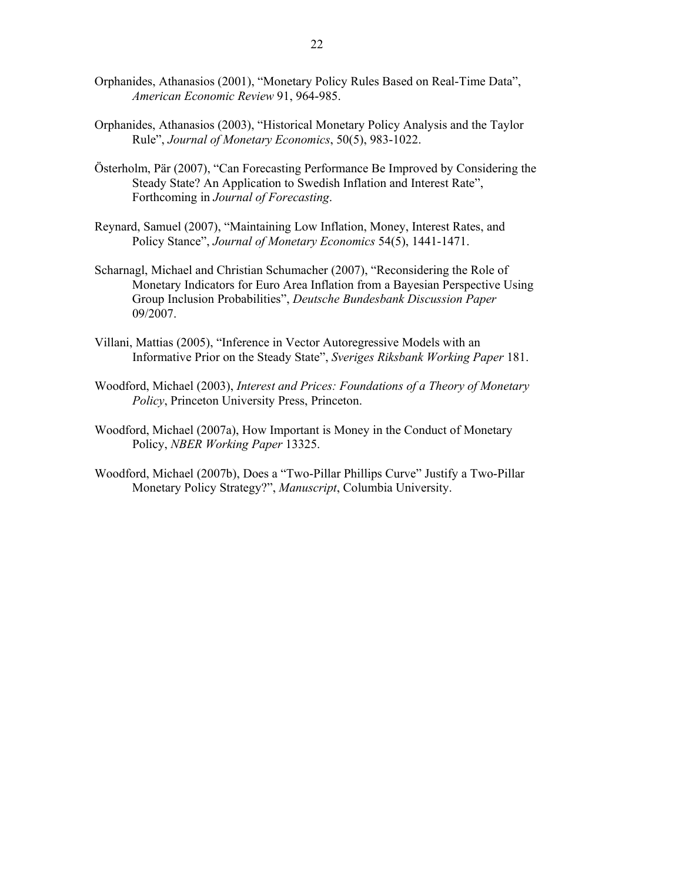Orphanides, Athanasios (2001), "Monetary Policy Rules Based on Real-Time Data", *American Economic Review* 91, 964-985.

Orphanides, Athanasios (2003), "Historical Monetary Policy Analysis and the Taylor Rule", *Journal of Monetary Economics*, 50(5), 983-1022.

Österholm, Pär (2007), "Can Forecasting Performance Be Improved by Considering the Steady State? An Application to Swedish Inflation and Interest Rate", Forthcoming in *Journal of Forecasting*.

Reynard, Samuel (2007), "Maintaining Low Inflation, Money, Interest Rates, and Policy Stance", *Journal of Monetary Economics* 54(5), 1441-1471.

Scharnagl, Michael and Christian Schumacher (2007), "Reconsidering the Role of Monetary Indicators for Euro Area Inflation from a Bayesian Perspective Using Group Inclusion Probabilities", *Deutsche Bundesbank Discussion Paper* 09/2007.

Villani, Mattias (2005), "Inference in Vector Autoregressive Models with an Informative Prior on the Steady State", *Sveriges Riksbank Working Paper* 181.

Woodford, Michael (2003), *Interest and Prices: Foundations of a Theory of Monetary Policy*, Princeton University Press, Princeton.

Woodford, Michael (2007a), How Important is Money in the Conduct of Monetary Policy, *NBER Working Paper* 13325.

Woodford, Michael (2007b), Does a "Two-Pillar Phillips Curve" Justify a Two-Pillar Monetary Policy Strategy?", *Manuscript*, Columbia University.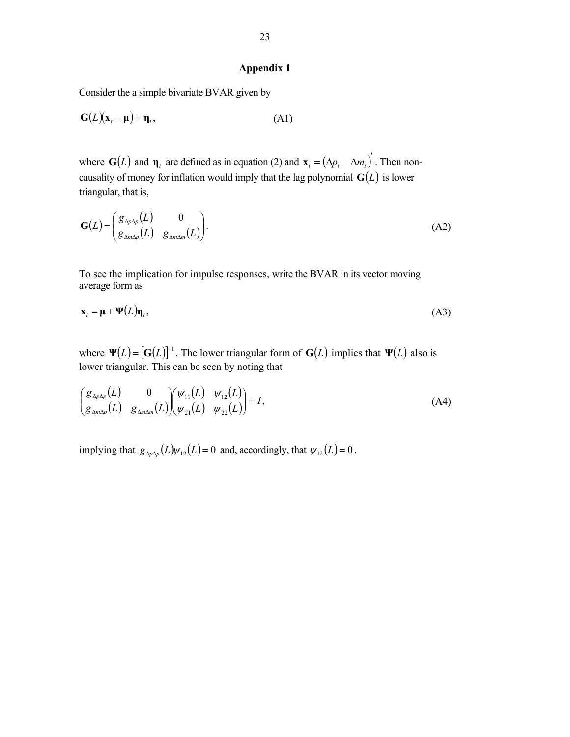## Appendix 1

Consider the a simple bivariate BVAR given by

$$\mathbf{G}(L)(\mathbf{x}_t - \boldsymbol{\mu}) = \boldsymbol{\eta}_t, \tag{A1}$$

where $\mathbf{G}(L)$ and $\boldsymbol{\eta}_t$ are defined as in equation (2) and $\mathbf{x}_t = (\Delta p_t \quad \Delta m_t)'$. Then non-causality of money for inflation would imply that the lag polynomial $\mathbf{G}(L)$ is lower triangular, that is,

$$\mathbf{G}(L) = \begin{pmatrix} g_{\Delta p \Delta p}(L) & 0 \\ g_{\Delta m \Delta p}(L) & g_{\Delta m \Delta m}(L) \end{pmatrix}. \tag{A2}$$

To see the implication for impulse responses, write the BVAR in its vector moving average form as

$$\mathbf{x}_t = \boldsymbol{\mu} + \boldsymbol{\Psi}(L)\boldsymbol{\eta}_t, \tag{A3}$$

where $\boldsymbol{\Psi}(L) = [\mathbf{G}(L)]^{-1}$. The lower triangular form of $\mathbf{G}(L)$ implies that $\boldsymbol{\Psi}(L)$ also is lower triangular. This can be seen by noting that

$$\begin{pmatrix} g_{\Delta p \Delta p}(L) & 0 \\ g_{\Delta m \Delta p}(L) & g_{\Delta m \Delta m}(L) \end{pmatrix} \begin{pmatrix} \psi_{11}(L) & \psi_{12}(L) \\ \psi_{21}(L) & \psi_{22}(L) \end{pmatrix} = I, \tag{A4}$$

implying that $g_{\Delta p \Delta p}(L)\psi_{12}(L) = 0$ and, accordingly, that $\psi_{12}(L) = 0$.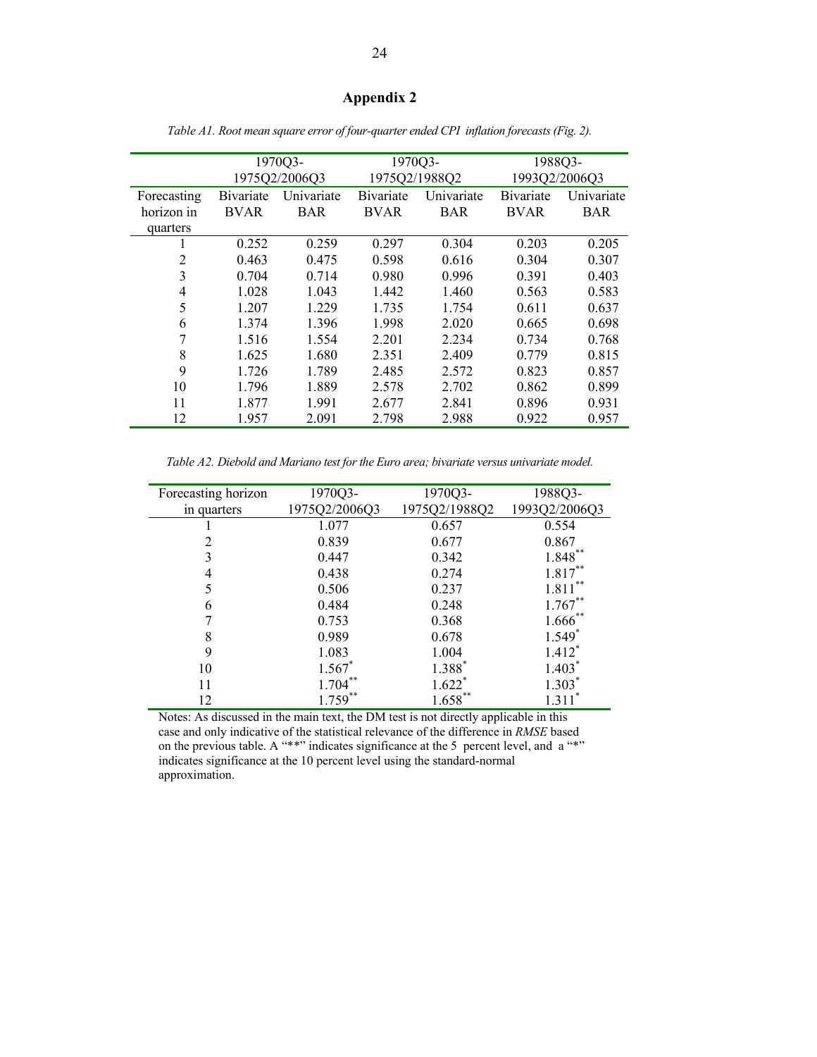# Appendix 2

*Table A1. Root mean square error of four-quarter ended CPI inflation forecasts (Fig. 2).*

| | 1970Q3-1975Q2/2006Q3 | | 1970Q3-1975Q2/1988Q2 | | 1988Q3-1993Q2/2006Q3 | |
|---|---|---|---|---|---|---|
| Forecasting horizon in quarters | Bivariate BVAR | Univariate BAR | Bivariate BVAR | Univariate BAR | Bivariate BVAR | Univariate BAR |
| 1 | 0.252 | 0.259 | 0.297 | 0.304 | 0.203 | 0.205 |
| 2 | 0.463 | 0.475 | 0.598 | 0.616 | 0.304 | 0.307 |
| 3 | 0.704 | 0.714 | 0.980 | 0.996 | 0.391 | 0.403 |
| 4 | 1.028 | 1.043 | 1.442 | 1.460 | 0.563 | 0.583 |
| 5 | 1.207 | 1.229 | 1.735 | 1.754 | 0.611 | 0.637 |
| 6 | 1.374 | 1.396 | 1.998 | 2.020 | 0.665 | 0.698 |
| 7 | 1.516 | 1.554 | 2.201 | 2.234 | 0.734 | 0.768 |
| 8 | 1.625 | 1.680 | 2.351 | 2.409 | 0.779 | 0.815 |
| 9 | 1.726 | 1.789 | 2.485 | 2.572 | 0.823 | 0.857 |
| 10 | 1.796 | 1.889 | 2.578 | 2.702 | 0.862 | 0.899 |
| 11 | 1.877 | 1.991 | 2.677 | 2.841 | 0.896 | 0.931 |
| 12 | 1.957 | 2.091 | 2.798 | 2.988 | 0.922 | 0.957 |

*Table A2. Diebold and Mariano test for the Euro area; bivariate versus univariate model.*

| Forecasting horizon in quarters | 1970Q3-1975Q2/2006Q3 | 1970Q3-1975Q2/1988Q2 | 1988Q3-1993Q2/2006Q3 |
|---|---|---|---|
| 1 | 1.077 | 0.657 | 0.554 |
| 2 | 0.839 | 0.677 | 0.867 |
| 3 | 0.447 | 0.342 | 1.848** |
| 4 | 0.438 | 0.274 | 1.817** |
| 5 | 0.506 | 0.237 | 1.811** |
| 6 | 0.484 | 0.248 | 1.767** |
| 7 | 0.753 | 0.368 | 1.666** |
| 8 | 0.989 | 0.678 | 1.549* |
| 9 | 1.083 | 1.004 | 1.412* |
| 10 | 1.567* | 1.388* | 1.403* |
| 11 | 1.704** | 1.622* | 1.303* |
| 12 | 1.759** | 1.658** | 1.311* |

Notes: As discussed in the main text, the DM test is not directly applicable in this case and only indicative of the statistical relevance of the difference in *RMSE* based on the previous table. A "**" indicates significance at the 5 percent level, and a "*" indicates significance at the 10 percent level using the standard-normal approximation.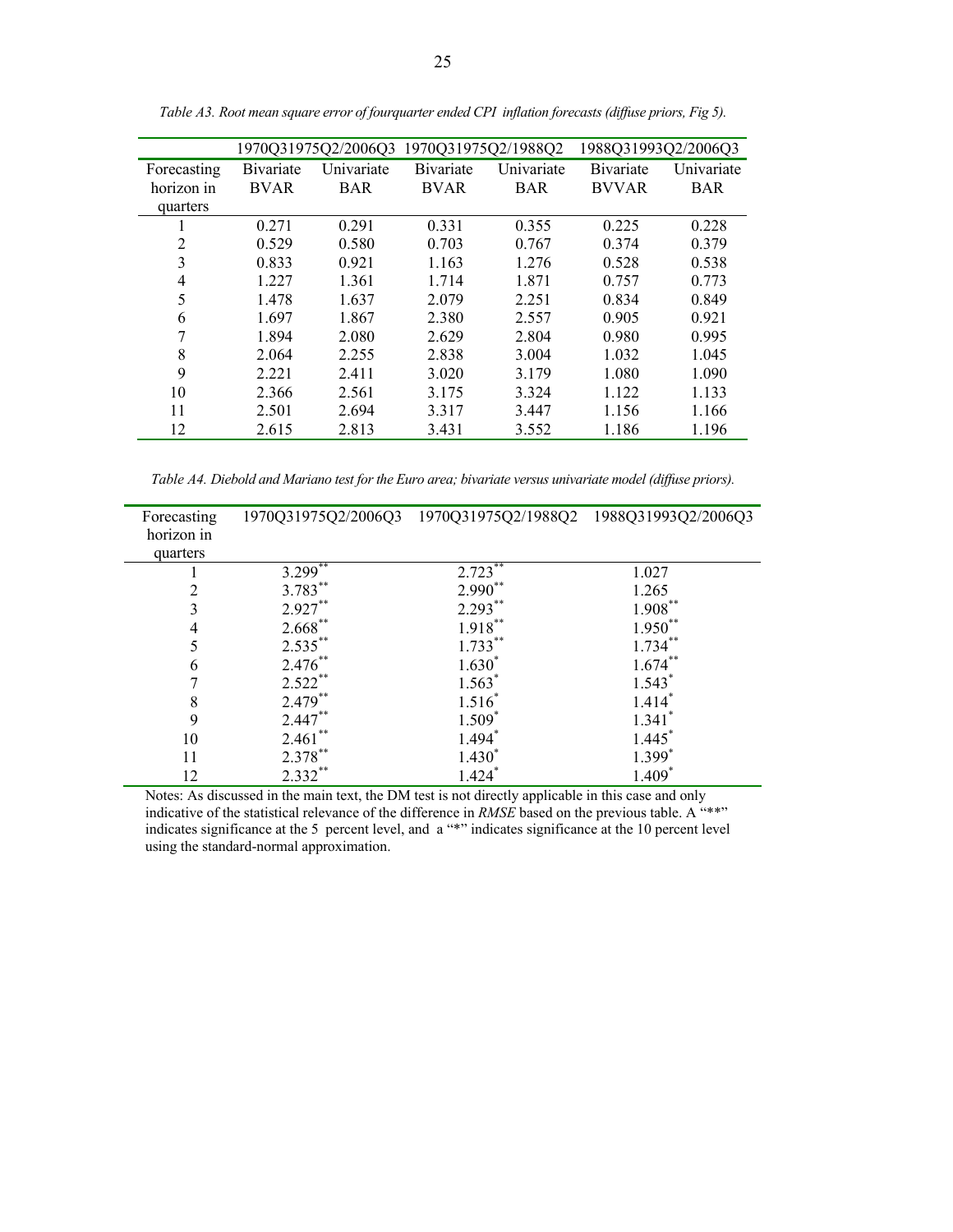*Table A3. Root mean square error of fourquarter ended CPI inflation forecasts (diffuse priors, Fig 5).*

| | 1970Q31975Q2/2006Q3 | | 1970Q31975Q2/1988Q2 | | 1988Q31993Q2/2006Q3 | |
|---|---|---|---|---|---|---|
| Forecasting horizon in quarters | Bivariate BVAR | Univariate BAR | Bivariate BVAR | Univariate BAR | Bivariate BVVAR | Univariate BAR |
| 1 | 0.271 | 0.291 | 0.331 | 0.355 | 0.225 | 0.228 |
| 2 | 0.529 | 0.580 | 0.703 | 0.767 | 0.374 | 0.379 |
| 3 | 0.833 | 0.921 | 1.163 | 1.276 | 0.528 | 0.538 |
| 4 | 1.227 | 1.361 | 1.714 | 1.871 | 0.757 | 0.773 |
| 5 | 1.478 | 1.637 | 2.079 | 2.251 | 0.834 | 0.849 |
| 6 | 1.697 | 1.867 | 2.380 | 2.557 | 0.905 | 0.921 |
| 7 | 1.894 | 2.080 | 2.629 | 2.804 | 0.980 | 0.995 |
| 8 | 2.064 | 2.255 | 2.838 | 3.004 | 1.032 | 1.045 |
| 9 | 2.221 | 2.411 | 3.020 | 3.179 | 1.080 | 1.090 |
| 10 | 2.366 | 2.561 | 3.175 | 3.324 | 1.122 | 1.133 |
| 11 | 2.501 | 2.694 | 3.317 | 3.447 | 1.156 | 1.166 |
| 12 | 2.615 | 2.813 | 3.431 | 3.552 | 1.186 | 1.196 |

*Table A4. Diebold and Mariano test for the Euro area; bivariate versus univariate model (diffuse priors).*

| Forecasting horizon in quarters | 1970Q31975Q2/2006Q3 | 1970Q31975Q2/1988Q2 | 1988Q31993Q2/2006Q3 |
|---|---|---|---|
| 1 | 3.299** | 2.723** | 1.027 |
| 2 | 3.783** | 2.990** | 1.265 |
| 3 | 2.927** | 2.293** | 1.908** |
| 4 | 2.668** | 1.918** | 1.950** |
| 5 | 2.535** | 1.733** | 1.734** |
| 6 | 2.476** | 1.630* | 1.674** |
| 7 | 2.522** | 1.563* | 1.543* |
| 8 | 2.479** | 1.516* | 1.414* |
| 9 | 2.447** | 1.509* | 1.341* |
| 10 | 2.461** | 1.494* | 1.445* |
| 11 | 2.378** | 1.430* | 1.399* |
| 12 | 2.332** | 1.424* | 1.409* |

Notes: As discussed in the main text, the DM test is not directly applicable in this case and only indicative of the statistical relevance of the difference in *RMSE* based on the previous table. A "**" indicates significance at the 5 percent level, and a "*" indicates significance at the 10 percent level using the standard-normal approximation.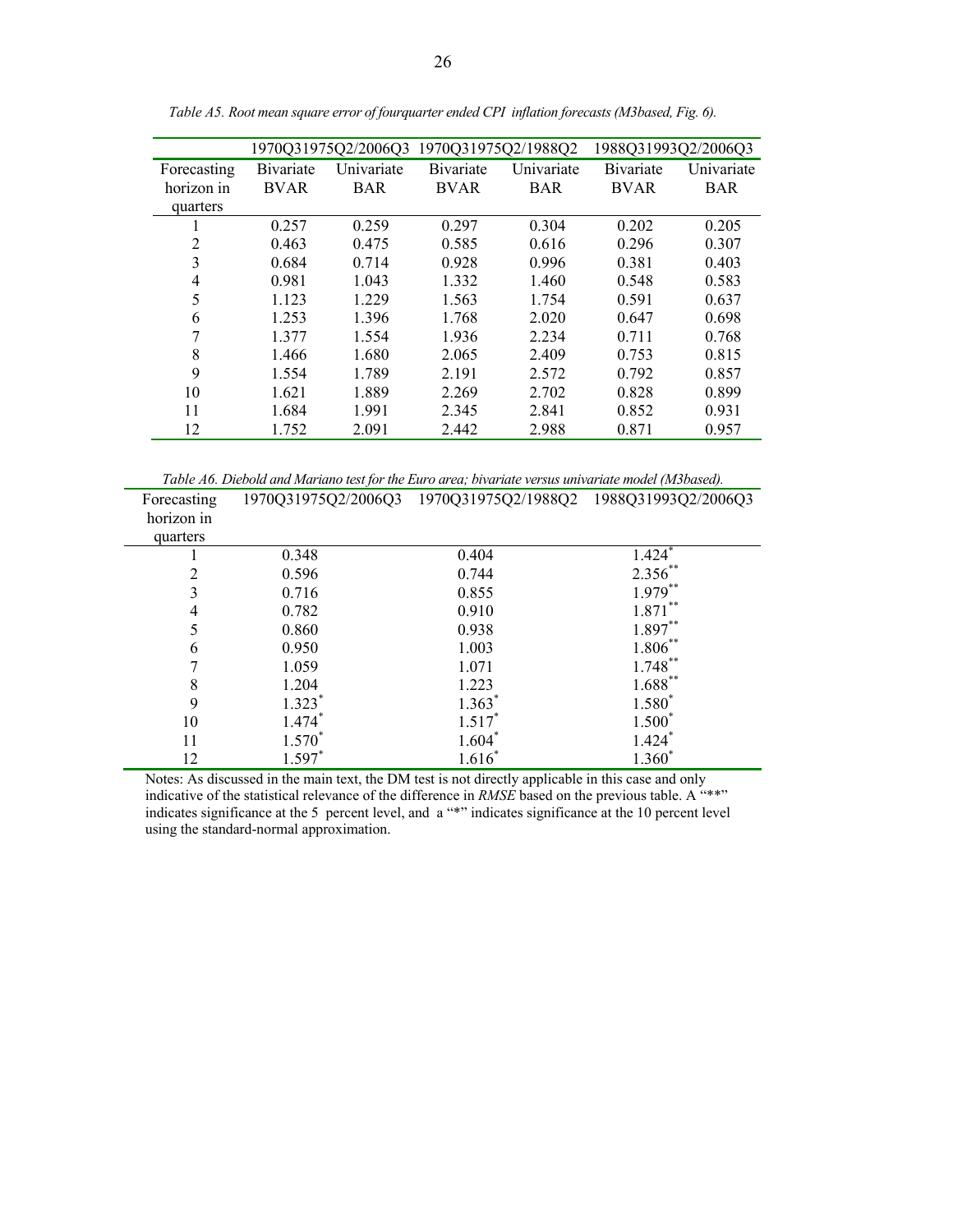*Table A5. Root mean square error of fourquarter ended CPI inflation forecasts (M3based, Fig. 6).*

| | 1970Q31975Q2/2006Q3 | | 1970Q31975Q2/1988Q2 | | 1988Q31993Q2/2006Q3 | |
|---|---|---|---|---|---|---|
| Forecasting horizon in quarters | Bivariate BVAR | Univariate BAR | Bivariate BVAR | Univariate BAR | Bivariate BVAR | Univariate BAR |
| 1 | 0.257 | 0.259 | 0.297 | 0.304 | 0.202 | 0.205 |
| 2 | 0.463 | 0.475 | 0.585 | 0.616 | 0.296 | 0.307 |
| 3 | 0.684 | 0.714 | 0.928 | 0.996 | 0.381 | 0.403 |
| 4 | 0.981 | 1.043 | 1.332 | 1.460 | 0.548 | 0.583 |
| 5 | 1.123 | 1.229 | 1.563 | 1.754 | 0.591 | 0.637 |
| 6 | 1.253 | 1.396 | 1.768 | 2.020 | 0.647 | 0.698 |
| 7 | 1.377 | 1.554 | 1.936 | 2.234 | 0.711 | 0.768 |
| 8 | 1.466 | 1.680 | 2.065 | 2.409 | 0.753 | 0.815 |
| 9 | 1.554 | 1.789 | 2.191 | 2.572 | 0.792 | 0.857 |
| 10 | 1.621 | 1.889 | 2.269 | 2.702 | 0.828 | 0.899 |
| 11 | 1.684 | 1.991 | 2.345 | 2.841 | 0.852 | 0.931 |
| 12 | 1.752 | 2.091 | 2.442 | 2.988 | 0.871 | 0.957 |

*Table A6. Diebold and Mariano test for the Euro area; bivariate versus univariate model (M3based).*

| Forecasting horizon in quarters | 1970Q31975Q2/2006Q3 | 1970Q31975Q2/1988Q2 | 1988Q31993Q2/2006Q3 |
|---|---|---|---|
| 1 | 0.348 | 0.404 | 1.424* |
| 2 | 0.596 | 0.744 | 2.356** |
| 3 | 0.716 | 0.855 | 1.979** |
| 4 | 0.782 | 0.910 | 1.871** |
| 5 | 0.860 | 0.938 | 1.897** |
| 6 | 0.950 | 1.003 | 1.806** |
| 7 | 1.059 | 1.071 | 1.748** |
| 8 | 1.204 | 1.223 | 1.688** |
| 9 | 1.323* | 1.363* | 1.580* |
| 10 | 1.474* | 1.517* | 1.500* |
| 11 | 1.570* | 1.604* | 1.424* |
| 12 | 1.597* | 1.616* | 1.360* |

Notes: As discussed in the main text, the DM test is not directly applicable in this case and only indicative of the statistical relevance of the difference in *RMSE* based on the previous table. A "**" indicates significance at the 5 percent level, and a "*" indicates significance at the 10 percent level using the standard-normal approximation.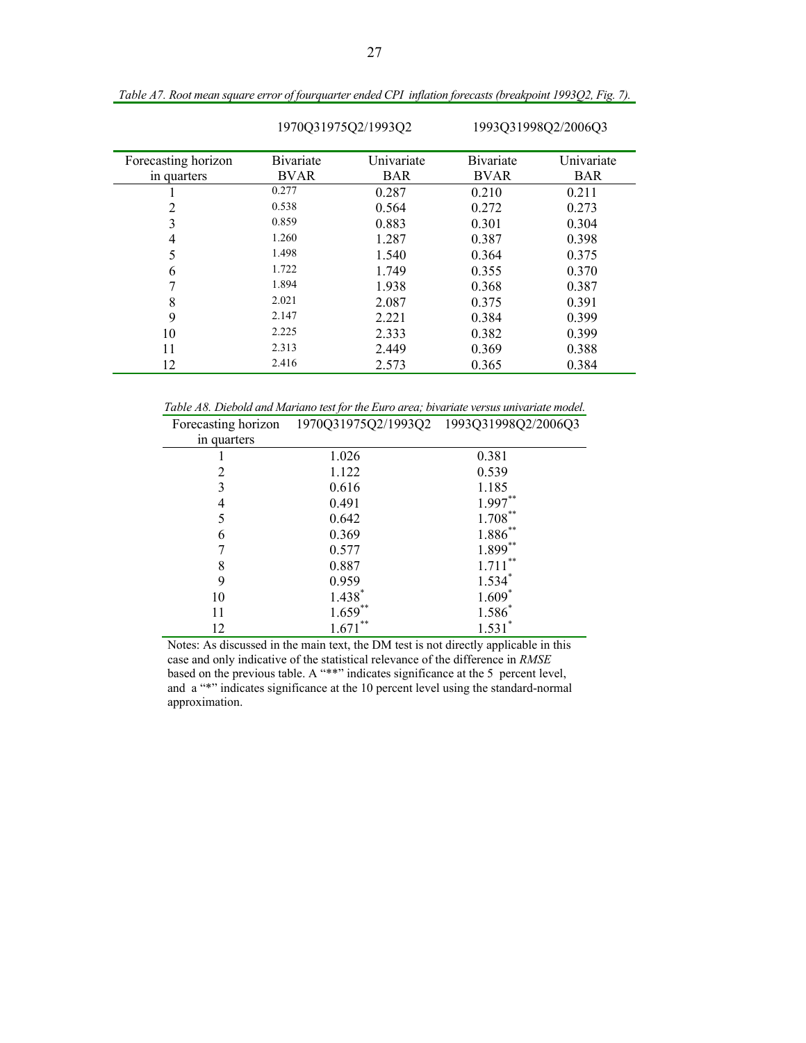*Table A7. Root mean square error of fourquarter ended CPI inflation forecasts (breakpoint 1993Q2, Fig. 7).*

| | 1970Q31975Q2/1993Q2 | | 1993Q31998Q2/2006Q3 | |
|---|---|---|---|---|
| Forecasting horizon in quarters | Bivariate BVAR | Univariate BAR | Bivariate BVAR | Univariate BAR |
| 1 | 0.277 | 0.287 | 0.210 | 0.211 |
| 2 | 0.538 | 0.564 | 0.272 | 0.273 |
| 3 | 0.859 | 0.883 | 0.301 | 0.304 |
| 4 | 1.260 | 1.287 | 0.387 | 0.398 |
| 5 | 1.498 | 1.540 | 0.364 | 0.375 |
| 6 | 1.722 | 1.749 | 0.355 | 0.370 |
| 7 | 1.894 | 1.938 | 0.368 | 0.387 |
| 8 | 2.021 | 2.087 | 0.375 | 0.391 |
| 9 | 2.147 | 2.221 | 0.384 | 0.399 |
| 10 | 2.225 | 2.333 | 0.382 | 0.399 |
| 11 | 2.313 | 2.449 | 0.369 | 0.388 |
| 12 | 2.416 | 2.573 | 0.365 | 0.384 |

*Table A8. Diebold and Mariano test for the Euro area; bivariate versus univariate model.*

| Forecasting horizon in quarters | 1970Q31975Q2/1993Q2 | 1993Q31998Q2/2006Q3 |
|---|---|---|
| 1 | 1.026 | 0.381 |
| 2 | 1.122 | 0.539 |
| 3 | 0.616 | 1.185 |
| 4 | 0.491 | 1.997** |
| 5 | 0.642 | 1.708** |
| 6 | 0.369 | 1.886** |
| 7 | 0.577 | 1.899** |
| 8 | 0.887 | 1.711** |
| 9 | 0.959 | 1.534* |
| 10 | 1.438* | 1.609* |
| 11 | 1.659** | 1.586* |
| 12 | 1.671** | 1.531* |

Notes: As discussed in the main text, the DM test is not directly applicable in this case and only indicative of the statistical relevance of the difference in *RMSE* based on the previous table. A "**" indicates significance at the 5 percent level, and a "*" indicates significance at the 10 percent level using the standard-normal approximation.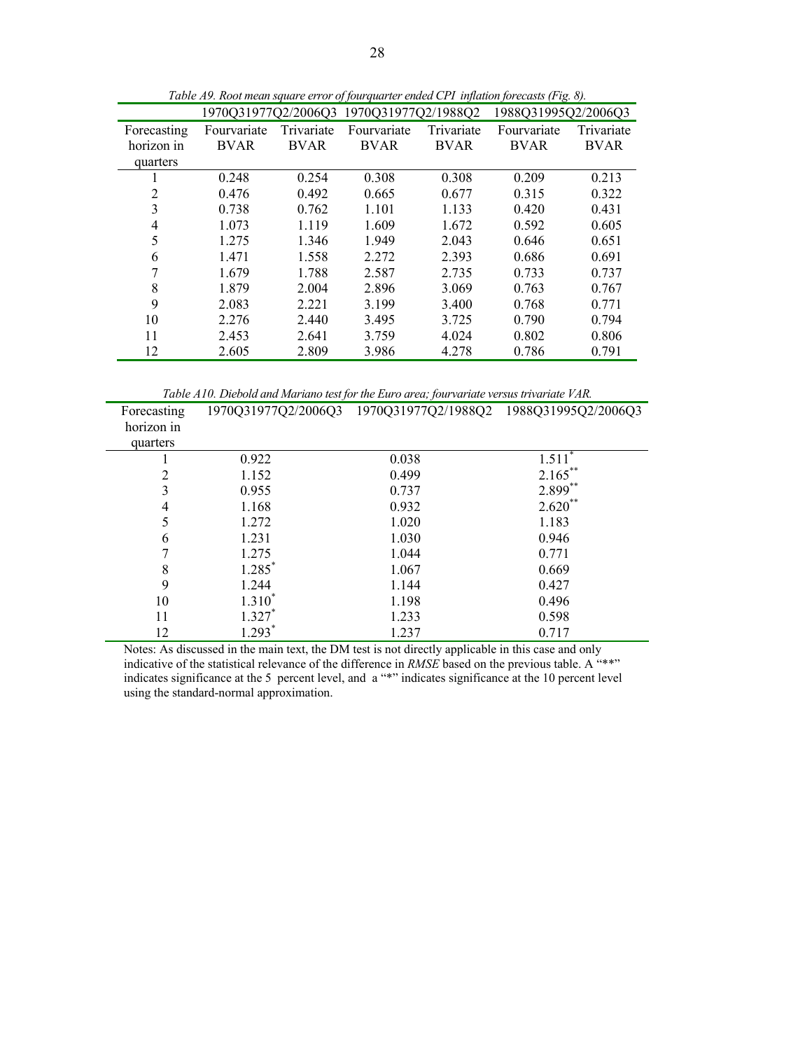*Table A9. Root mean square error of fourquarter ended CPI inflation forecasts (Fig. 8).*

| | 1970Q31977Q2/2006Q3 | | 1970Q31977Q2/1988Q2 | | 1988Q31995Q2/2006Q3 | |
|---|---|---|---|---|---|---|
| Forecasting horizon in quarters | Fourvariate BVAR | Trivariate BVAR | Fourvariate BVAR | Trivariate BVAR | Fourvariate BVAR | Trivariate BVAR |
| 1 | 0.248 | 0.254 | 0.308 | 0.308 | 0.209 | 0.213 |
| 2 | 0.476 | 0.492 | 0.665 | 0.677 | 0.315 | 0.322 |
| 3 | 0.738 | 0.762 | 1.101 | 1.133 | 0.420 | 0.431 |
| 4 | 1.073 | 1.119 | 1.609 | 1.672 | 0.592 | 0.605 |
| 5 | 1.275 | 1.346 | 1.949 | 2.043 | 0.646 | 0.651 |
| 6 | 1.471 | 1.558 | 2.272 | 2.393 | 0.686 | 0.691 |
| 7 | 1.679 | 1.788 | 2.587 | 2.735 | 0.733 | 0.737 |
| 8 | 1.879 | 2.004 | 2.896 | 3.069 | 0.763 | 0.767 |
| 9 | 2.083 | 2.221 | 3.199 | 3.400 | 0.768 | 0.771 |
| 10 | 2.276 | 2.440 | 3.495 | 3.725 | 0.790 | 0.794 |
| 11 | 2.453 | 2.641 | 3.759 | 4.024 | 0.802 | 0.806 |
| 12 | 2.605 | 2.809 | 3.986 | 4.278 | 0.786 | 0.791 |

*Table A10. Diebold and Mariano test for the Euro area; fourvariate versus trivariate VAR.*

| Forecasting horizon in quarters | 1970Q31977Q2/2006Q3 | 1970Q31977Q2/1988Q2 | 1988Q31995Q2/2006Q3 |
|---|---|---|---|
| 1 | 0.922 | 0.038 | 1.511* |
| 2 | 1.152 | 0.499 | 2.165** |
| 3 | 0.955 | 0.737 | 2.899** |
| 4 | 1.168 | 0.932 | 2.620** |
| 5 | 1.272 | 1.020 | 1.183 |
| 6 | 1.231 | 1.030 | 0.946 |
| 7 | 1.275 | 1.044 | 0.771 |
| 8 | 1.285* | 1.067 | 0.669 |
| 9 | 1.244 | 1.144 | 0.427 |
| 10 | 1.310* | 1.198 | 0.496 |
| 11 | 1.327* | 1.233 | 0.598 |
| 12 | 1.293* | 1.237 | 0.717 |

Notes: As discussed in the main text, the DM test is not directly applicable in this case and only indicative of the statistical relevance of the difference in *RMSE* based on the previous table. A "**" indicates significance at the 5 percent level, and a "*" indicates significance at the 10 percent level using the standard-normal approximation.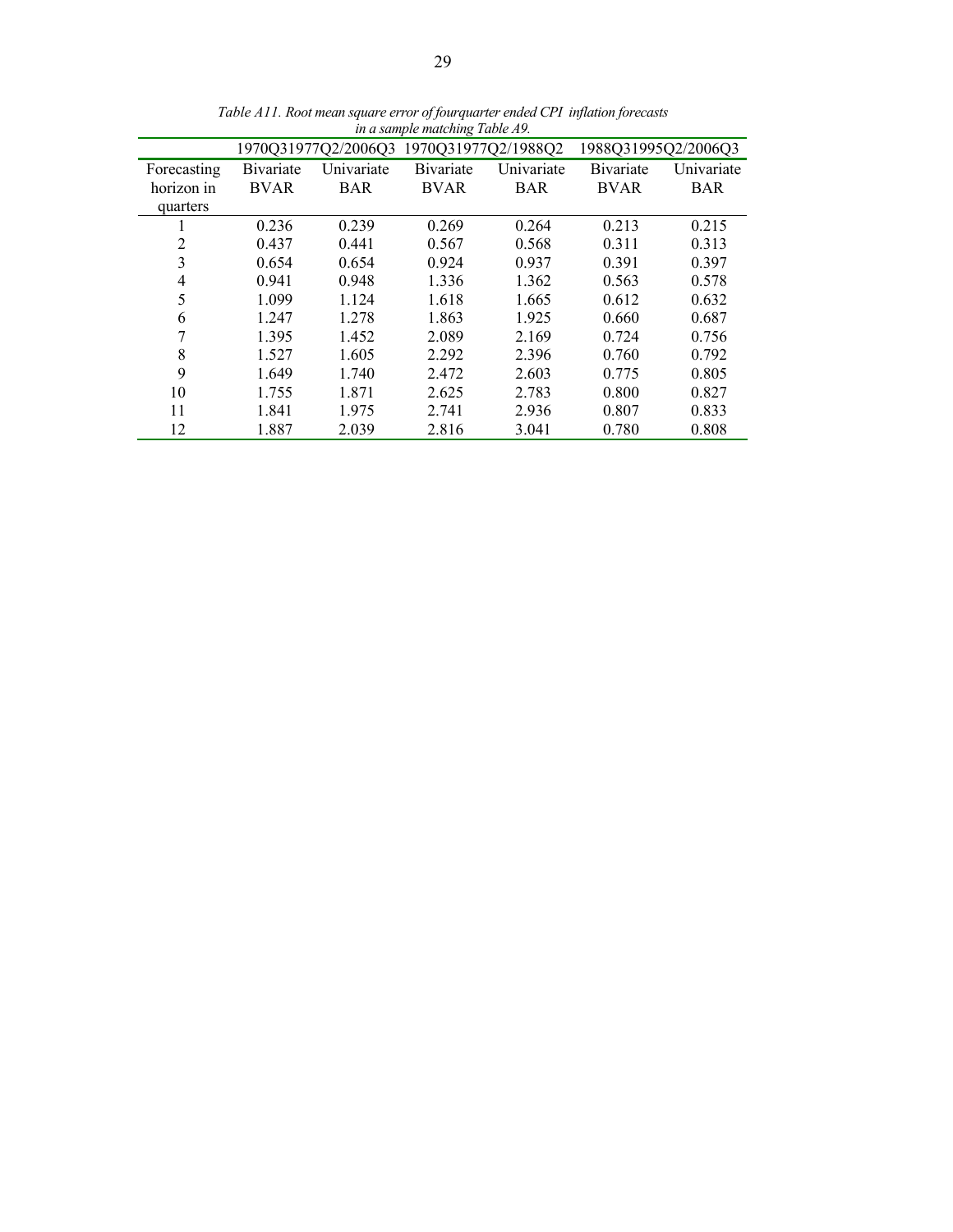*Table A11. Root mean square error of fourquarter ended CPI inflation forecasts in a sample matching Table A9.*

| | 1970Q31977Q2/2006Q3 | | 1970Q31977Q2/1988Q2 | | 1988Q31995Q2/2006Q3 | |
|---|---|---|---|---|---|---|
| Forecasting horizon in quarters | Bivariate BVAR | Univariate BAR | Bivariate BVAR | Univariate BAR | Bivariate BVAR | Univariate BAR |
| 1 | 0.236 | 0.239 | 0.269 | 0.264 | 0.213 | 0.215 |
| 2 | 0.437 | 0.441 | 0.567 | 0.568 | 0.311 | 0.313 |
| 3 | 0.654 | 0.654 | 0.924 | 0.937 | 0.391 | 0.397 |
| 4 | 0.941 | 0.948 | 1.336 | 1.362 | 0.563 | 0.578 |
| 5 | 1.099 | 1.124 | 1.618 | 1.665 | 0.612 | 0.632 |
| 6 | 1.247 | 1.278 | 1.863 | 1.925 | 0.660 | 0.687 |
| 7 | 1.395 | 1.452 | 2.089 | 2.169 | 0.724 | 0.756 |
| 8 | 1.527 | 1.605 | 2.292 | 2.396 | 0.760 | 0.792 |
| 9 | 1.649 | 1.740 | 2.472 | 2.603 | 0.775 | 0.805 |
| 10 | 1.755 | 1.871 | 2.625 | 2.783 | 0.800 | 0.827 |
| 11 | 1.841 | 1.975 | 2.741 | 2.936 | 0.807 | 0.833 |
| 12 | 1.887 | 2.039 | 2.816 | 3.041 | 0.780 | 0.808 |